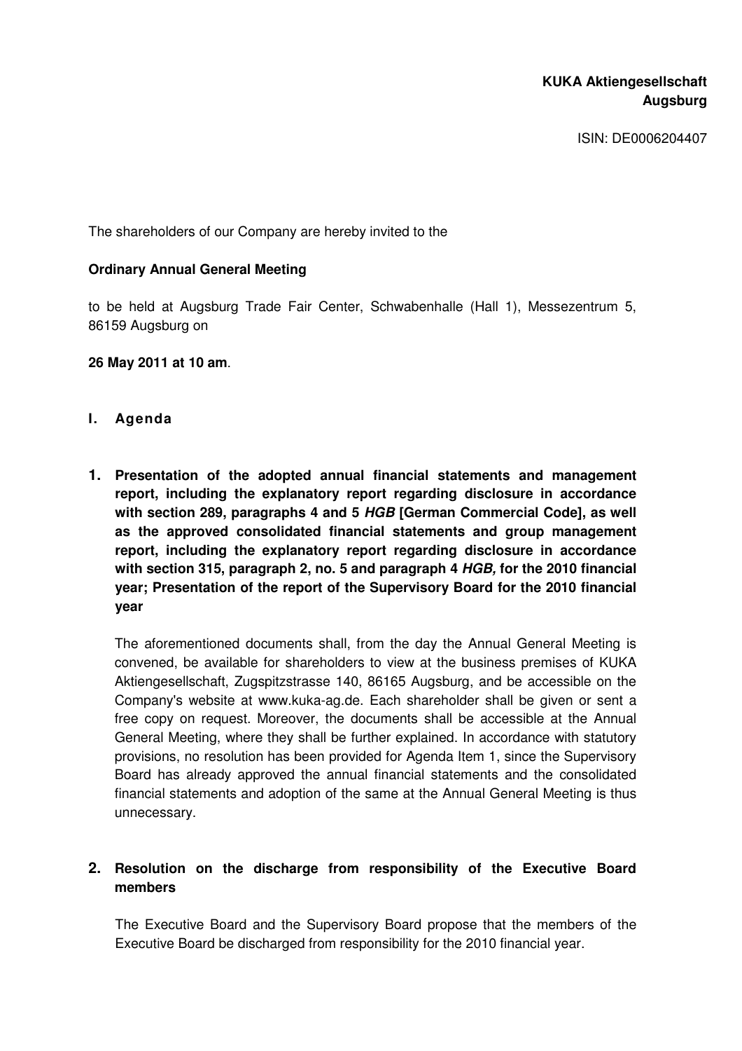**KUKA Aktiengesellschaft**
**Augsburg**

ISIN: DE0006204407

The shareholders of our Company are hereby invited to the

**Ordinary Annual General Meeting**

to be held at Augsburg Trade Fair Center, Schwabenhalle (Hall 1), Messezentrum 5, 86159 Augsburg on

**26 May 2011 at 10 am**.

## I. Agenda

### 1. Presentation of the adopted annual financial statements and management report, including the explanatory report regarding disclosure in accordance with section 289, paragraphs 4 and 5 *HGB* [German Commercial Code], as well as the approved consolidated financial statements and group management report, including the explanatory report regarding disclosure in accordance with section 315, paragraph 2, no. 5 and paragraph 4 *HGB,* for the 2010 financial year; Presentation of the report of the Supervisory Board for the 2010 financial year

The aforementioned documents shall, from the day the Annual General Meeting is convened, be available for shareholders to view at the business premises of KUKA Aktiengesellschaft, Zugspitzstrasse 140, 86165 Augsburg, and be accessible on the Company's website at www.kuka-ag.de. Each shareholder shall be given or sent a free copy on request. Moreover, the documents shall be accessible at the Annual General Meeting, where they shall be further explained. In accordance with statutory provisions, no resolution has been provided for Agenda Item 1, since the Supervisory Board has already approved the annual financial statements and the consolidated financial statements and adoption of the same at the Annual General Meeting is thus unnecessary.

### 2. Resolution on the discharge from responsibility of the Executive Board members

The Executive Board and the Supervisory Board propose that the members of the Executive Board be discharged from responsibility for the 2010 financial year.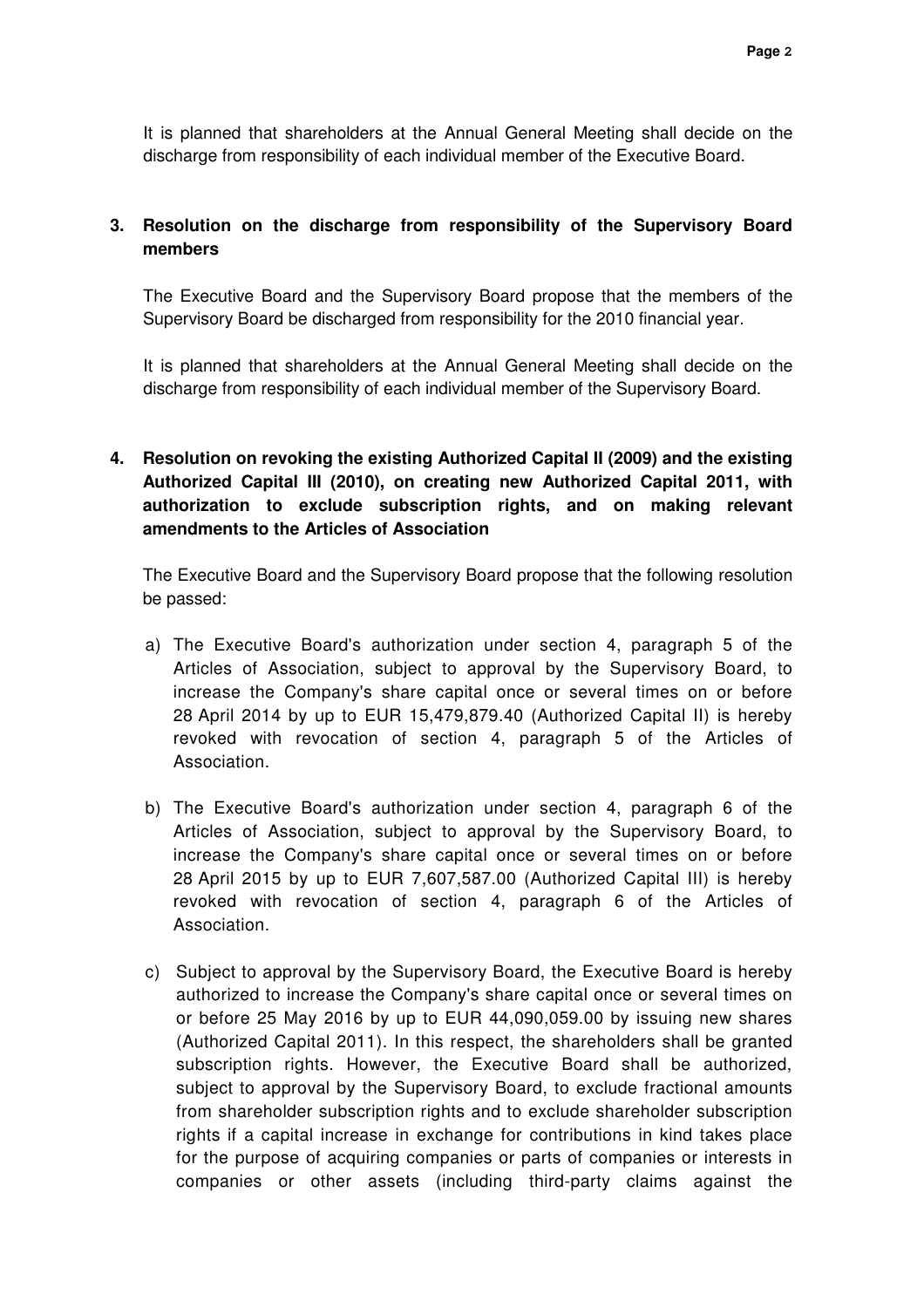It is planned that shareholders at the Annual General Meeting shall decide on the discharge from responsibility of each individual member of the Executive Board.

**3. Resolution on the discharge from responsibility of the Supervisory Board members**

The Executive Board and the Supervisory Board propose that the members of the Supervisory Board be discharged from responsibility for the 2010 financial year.

It is planned that shareholders at the Annual General Meeting shall decide on the discharge from responsibility of each individual member of the Supervisory Board.

**4. Resolution on revoking the existing Authorized Capital II (2009) and the existing Authorized Capital III (2010), on creating new Authorized Capital 2011, with authorization to exclude subscription rights, and on making relevant amendments to the Articles of Association**

The Executive Board and the Supervisory Board propose that the following resolution be passed:

a) The Executive Board's authorization under section 4, paragraph 5 of the Articles of Association, subject to approval by the Supervisory Board, to increase the Company's share capital once or several times on or before 28 April 2014 by up to EUR 15,479,879.40 (Authorized Capital II) is hereby revoked with revocation of section 4, paragraph 5 of the Articles of Association.

b) The Executive Board's authorization under section 4, paragraph 6 of the Articles of Association, subject to approval by the Supervisory Board, to increase the Company's share capital once or several times on or before 28 April 2015 by up to EUR 7,607,587.00 (Authorized Capital III) is hereby revoked with revocation of section 4, paragraph 6 of the Articles of Association.

c) Subject to approval by the Supervisory Board, the Executive Board is hereby authorized to increase the Company's share capital once or several times on or before 25 May 2016 by up to EUR 44,090,059.00 by issuing new shares (Authorized Capital 2011). In this respect, the shareholders shall be granted subscription rights. However, the Executive Board shall be authorized, subject to approval by the Supervisory Board, to exclude fractional amounts from shareholder subscription rights and to exclude shareholder subscription rights if a capital increase in exchange for contributions in kind takes place for the purpose of acquiring companies or parts of companies or interests in companies or other assets (including third-party claims against the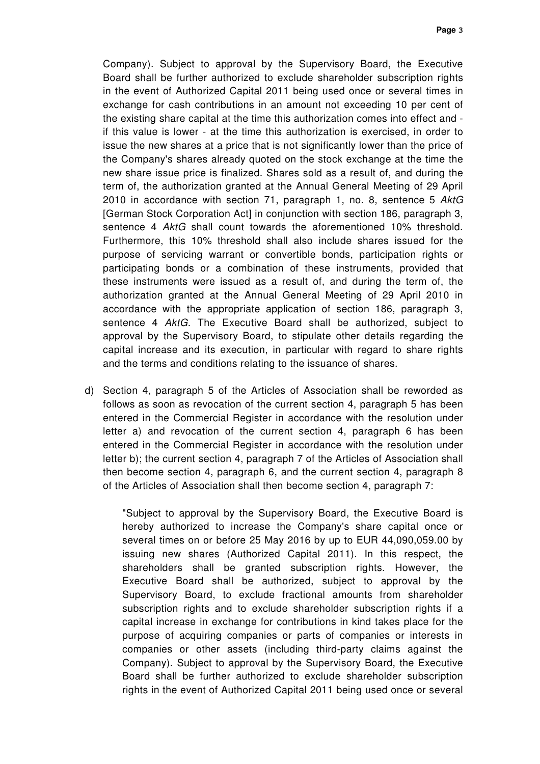Company). Subject to approval by the Supervisory Board, the Executive Board shall be further authorized to exclude shareholder subscription rights in the event of Authorized Capital 2011 being used once or several times in exchange for cash contributions in an amount not exceeding 10 per cent of the existing share capital at the time this authorization comes into effect and - if this value is lower - at the time this authorization is exercised, in order to issue the new shares at a price that is not significantly lower than the price of the Company's shares already quoted on the stock exchange at the time the new share issue price is finalized. Shares sold as a result of, and during the term of, the authorization granted at the Annual General Meeting of 29 April 2010 in accordance with section 71, paragraph 1, no. 8, sentence 5 *AktG* [German Stock Corporation Act] in conjunction with section 186, paragraph 3, sentence 4 *AktG* shall count towards the aforementioned 10% threshold. Furthermore, this 10% threshold shall also include shares issued for the purpose of servicing warrant or convertible bonds, participation rights or participating bonds or a combination of these instruments, provided that these instruments were issued as a result of, and during the term of, the authorization granted at the Annual General Meeting of 29 April 2010 in accordance with the appropriate application of section 186, paragraph 3, sentence 4 *AktG*. The Executive Board shall be authorized, subject to approval by the Supervisory Board, to stipulate other details regarding the capital increase and its execution, in particular with regard to share rights and the terms and conditions relating to the issuance of shares.

d) Section 4, paragraph 5 of the Articles of Association shall be reworded as follows as soon as revocation of the current section 4, paragraph 5 has been entered in the Commercial Register in accordance with the resolution under letter a) and revocation of the current section 4, paragraph 6 has been entered in the Commercial Register in accordance with the resolution under letter b); the current section 4, paragraph 7 of the Articles of Association shall then become section 4, paragraph 6, and the current section 4, paragraph 8 of the Articles of Association shall then become section 4, paragraph 7:

> "Subject to approval by the Supervisory Board, the Executive Board is hereby authorized to increase the Company's share capital once or several times on or before 25 May 2016 by up to EUR 44,090,059.00 by issuing new shares (Authorized Capital 2011). In this respect, the shareholders shall be granted subscription rights. However, the Executive Board shall be authorized, subject to approval by the Supervisory Board, to exclude fractional amounts from shareholder subscription rights and to exclude shareholder subscription rights if a capital increase in exchange for contributions in kind takes place for the purpose of acquiring companies or parts of companies or interests in companies or other assets (including third-party claims against the Company). Subject to approval by the Supervisory Board, the Executive Board shall be further authorized to exclude shareholder subscription rights in the event of Authorized Capital 2011 being used once or several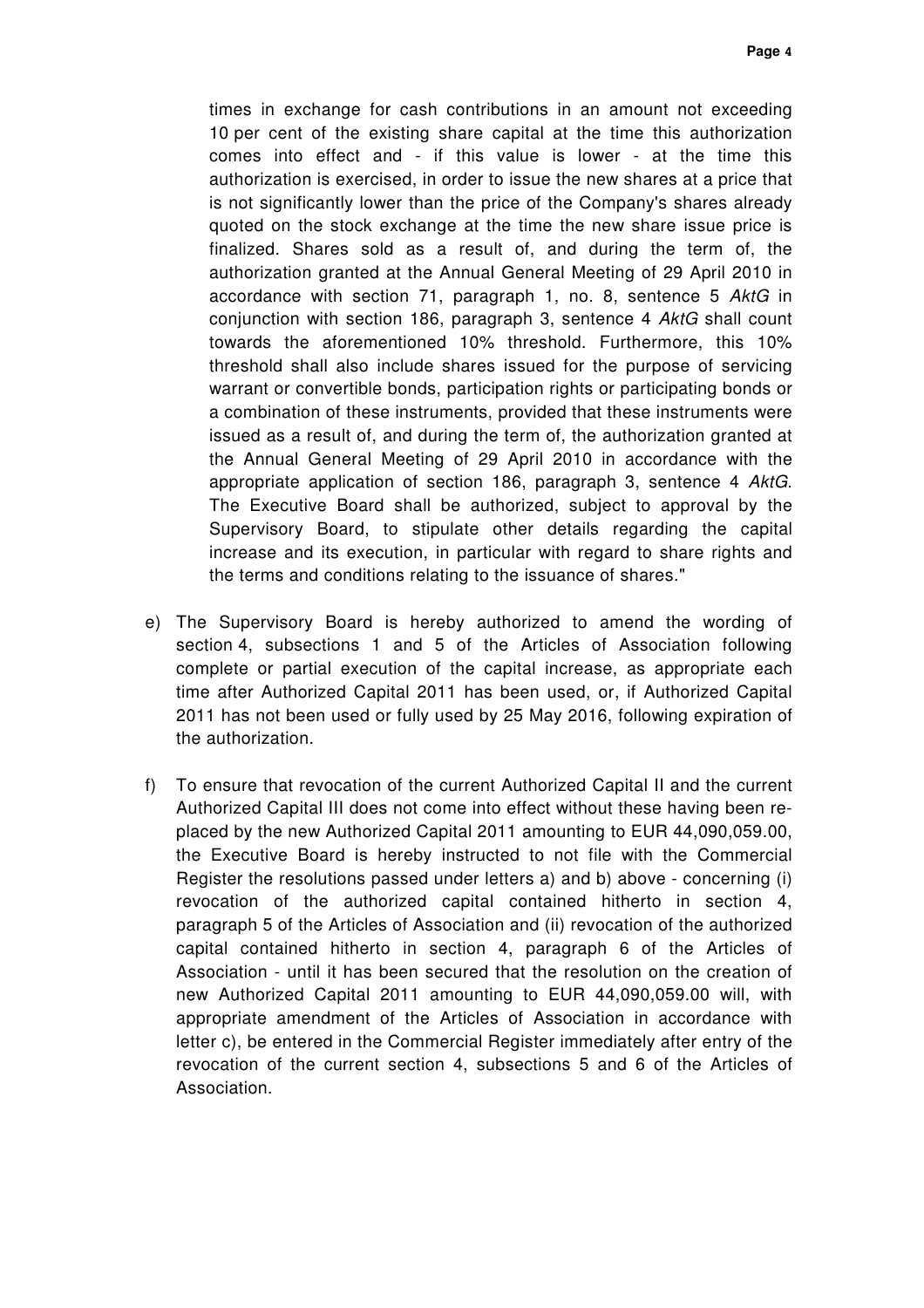times in exchange for cash contributions in an amount not exceeding 10 per cent of the existing share capital at the time this authorization comes into effect and - if this value is lower - at the time this authorization is exercised, in order to issue the new shares at a price that is not significantly lower than the price of the Company's shares already quoted on the stock exchange at the time the new share issue price is finalized. Shares sold as a result of, and during the term of, the authorization granted at the Annual General Meeting of 29 April 2010 in accordance with section 71, paragraph 1, no. 8, sentence 5 *AktG* in conjunction with section 186, paragraph 3, sentence 4 *AktG* shall count towards the aforementioned 10% threshold. Furthermore, this 10% threshold shall also include shares issued for the purpose of servicing warrant or convertible bonds, participation rights or participating bonds or a combination of these instruments, provided that these instruments were issued as a result of, and during the term of, the authorization granted at the Annual General Meeting of 29 April 2010 in accordance with the appropriate application of section 186, paragraph 3, sentence 4 *AktG*. The Executive Board shall be authorized, subject to approval by the Supervisory Board, to stipulate other details regarding the capital increase and its execution, in particular with regard to share rights and the terms and conditions relating to the issuance of shares."

e) The Supervisory Board is hereby authorized to amend the wording of section 4, subsections 1 and 5 of the Articles of Association following complete or partial execution of the capital increase, as appropriate each time after Authorized Capital 2011 has been used, or, if Authorized Capital 2011 has not been used or fully used by 25 May 2016, following expiration of the authorization.

f) To ensure that revocation of the current Authorized Capital II and the current Authorized Capital III does not come into effect without these having been replaced by the new Authorized Capital 2011 amounting to EUR 44,090,059.00, the Executive Board is hereby instructed to not file with the Commercial Register the resolutions passed under letters a) and b) above - concerning (i) revocation of the authorized capital contained hitherto in section 4, paragraph 5 of the Articles of Association and (ii) revocation of the authorized capital contained hitherto in section 4, paragraph 6 of the Articles of Association - until it has been secured that the resolution on the creation of new Authorized Capital 2011 amounting to EUR 44,090,059.00 will, with appropriate amendment of the Articles of Association in accordance with letter c), be entered in the Commercial Register immediately after entry of the revocation of the current section 4, subsections 5 and 6 of the Articles of Association.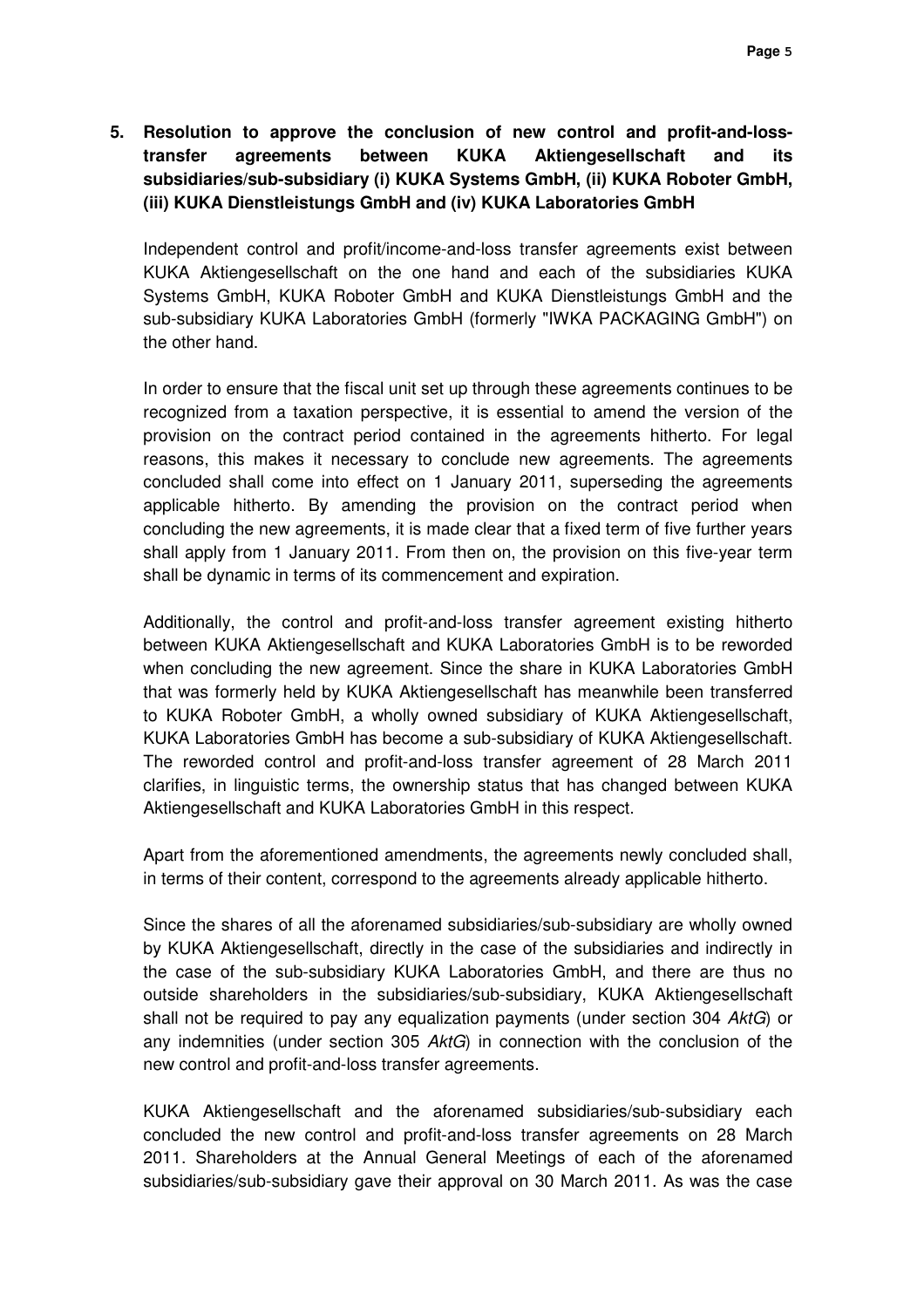## 5. Resolution to approve the conclusion of new control and profit-and-loss-transfer agreements between KUKA Aktiengesellschaft and its subsidiaries/sub-subsidiary (i) KUKA Systems GmbH, (ii) KUKA Roboter GmbH, (iii) KUKA Dienstleistungs GmbH and (iv) KUKA Laboratories GmbH

Independent control and profit/income-and-loss transfer agreements exist between KUKA Aktiengesellschaft on the one hand and each of the subsidiaries KUKA Systems GmbH, KUKA Roboter GmbH and KUKA Dienstleistungs GmbH and the sub-subsidiary KUKA Laboratories GmbH (formerly "IWKA PACKAGING GmbH") on the other hand.

In order to ensure that the fiscal unit set up through these agreements continues to be recognized from a taxation perspective, it is essential to amend the version of the provision on the contract period contained in the agreements hitherto. For legal reasons, this makes it necessary to conclude new agreements. The agreements concluded shall come into effect on 1 January 2011, superseding the agreements applicable hitherto. By amending the provision on the contract period when concluding the new agreements, it is made clear that a fixed term of five further years shall apply from 1 January 2011. From then on, the provision on this five-year term shall be dynamic in terms of its commencement and expiration.

Additionally, the control and profit-and-loss transfer agreement existing hitherto between KUKA Aktiengesellschaft and KUKA Laboratories GmbH is to be reworded when concluding the new agreement. Since the share in KUKA Laboratories GmbH that was formerly held by KUKA Aktiengesellschaft has meanwhile been transferred to KUKA Roboter GmbH, a wholly owned subsidiary of KUKA Aktiengesellschaft, KUKA Laboratories GmbH has become a sub-subsidiary of KUKA Aktiengesellschaft. The reworded control and profit-and-loss transfer agreement of 28 March 2011 clarifies, in linguistic terms, the ownership status that has changed between KUKA Aktiengesellschaft and KUKA Laboratories GmbH in this respect.

Apart from the aforementioned amendments, the agreements newly concluded shall, in terms of their content, correspond to the agreements already applicable hitherto.

Since the shares of all the aforenamed subsidiaries/sub-subsidiary are wholly owned by KUKA Aktiengesellschaft, directly in the case of the subsidiaries and indirectly in the case of the sub-subsidiary KUKA Laboratories GmbH, and there are thus no outside shareholders in the subsidiaries/sub-subsidiary, KUKA Aktiengesellschaft shall not be required to pay any equalization payments (under section 304 *AktG*) or any indemnities (under section 305 *AktG*) in connection with the conclusion of the new control and profit-and-loss transfer agreements.

KUKA Aktiengesellschaft and the aforenamed subsidiaries/sub-subsidiary each concluded the new control and profit-and-loss transfer agreements on 28 March 2011. Shareholders at the Annual General Meetings of each of the aforenamed subsidiaries/sub-subsidiary gave their approval on 30 March 2011. As was the case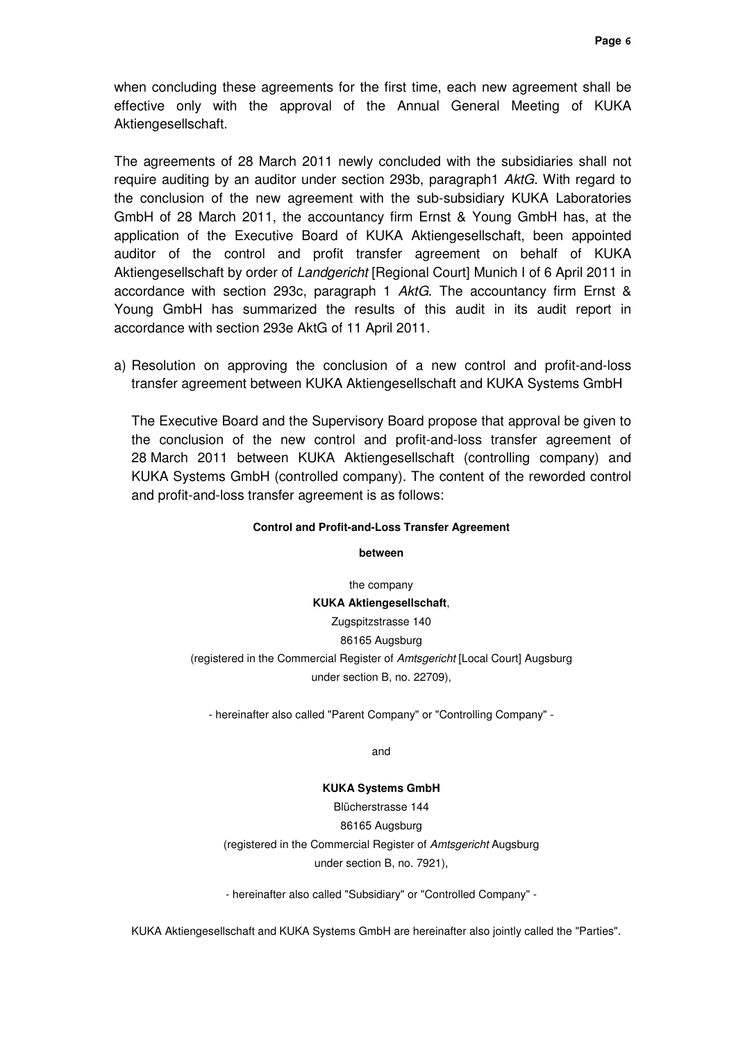when concluding these agreements for the first time, each new agreement shall be effective only with the approval of the Annual General Meeting of KUKA Aktiengesellschaft.

The agreements of 28 March 2011 newly concluded with the subsidiaries shall not require auditing by an auditor under section 293b, paragraph1 *AktG*. With regard to the conclusion of the new agreement with the sub-subsidiary KUKA Laboratories GmbH of 28 March 2011, the accountancy firm Ernst & Young GmbH has, at the application of the Executive Board of KUKA Aktiengesellschaft, been appointed auditor of the control and profit transfer agreement on behalf of KUKA Aktiengesellschaft by order of *Landgericht* [Regional Court] Munich I of 6 April 2011 in accordance with section 293c, paragraph 1 *AktG*. The accountancy firm Ernst & Young GmbH has summarized the results of this audit in its audit report in accordance with section 293e AktG of 11 April 2011.

a) Resolution on approving the conclusion of a new control and profit-and-loss transfer agreement between KUKA Aktiengesellschaft and KUKA Systems GmbH

   The Executive Board and the Supervisory Board propose that approval be given to the conclusion of the new control and profit-and-loss transfer agreement of 28 March 2011 between KUKA Aktiengesellschaft (controlling company) and KUKA Systems GmbH (controlled company). The content of the reworded control and profit-and-loss transfer agreement is as follows:

**Control and Profit-and-Loss Transfer Agreement**

**between**

the company

**KUKA Aktiengesellschaft**,

Zugspitzstrasse 140

86165 Augsburg

(registered in the Commercial Register of *Amtsgericht* [Local Court] Augsburg under section B, no. 22709),

- hereinafter also called "Parent Company" or "Controlling Company" -

and

**KUKA Systems GmbH**

Blücherstrasse 144

86165 Augsburg

(registered in the Commercial Register of *Amtsgericht* Augsburg under section B, no. 7921),

- hereinafter also called "Subsidiary" or "Controlled Company" -

KUKA Aktiengesellschaft and KUKA Systems GmbH are hereinafter also jointly called the "Parties".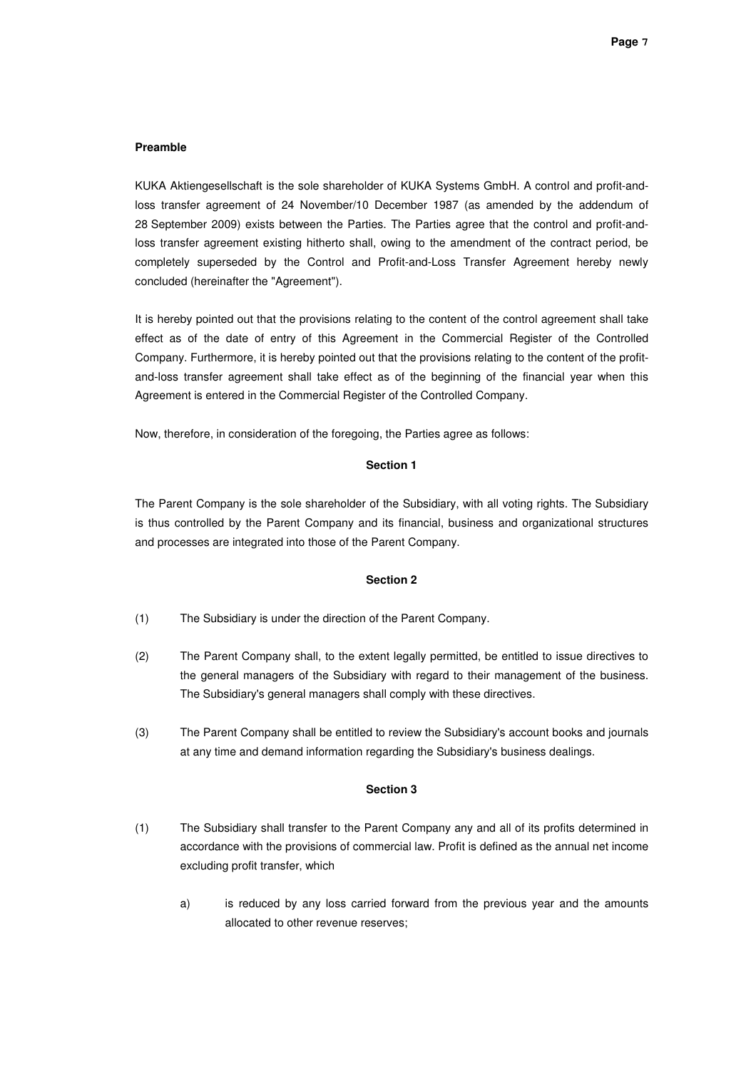**Preamble**

KUKA Aktiengesellschaft is the sole shareholder of KUKA Systems GmbH. A control and profit-and-loss transfer agreement of 24 November/10 December 1987 (as amended by the addendum of 28 September 2009) exists between the Parties. The Parties agree that the control and profit-and-loss transfer agreement existing hitherto shall, owing to the amendment of the contract period, be completely superseded by the Control and Profit-and-Loss Transfer Agreement hereby newly concluded (hereinafter the "Agreement").

It is hereby pointed out that the provisions relating to the content of the control agreement shall take effect as of the date of entry of this Agreement in the Commercial Register of the Controlled Company. Furthermore, it is hereby pointed out that the provisions relating to the content of the profit-and-loss transfer agreement shall take effect as of the beginning of the financial year when this Agreement is entered in the Commercial Register of the Controlled Company.

Now, therefore, in consideration of the foregoing, the Parties agree as follows:

**Section 1**

The Parent Company is the sole shareholder of the Subsidiary, with all voting rights. The Subsidiary is thus controlled by the Parent Company and its financial, business and organizational structures and processes are integrated into those of the Parent Company.

**Section 2**

(1) The Subsidiary is under the direction of the Parent Company.

(2) The Parent Company shall, to the extent legally permitted, be entitled to issue directives to the general managers of the Subsidiary with regard to their management of the business. The Subsidiary's general managers shall comply with these directives.

(3) The Parent Company shall be entitled to review the Subsidiary's account books and journals at any time and demand information regarding the Subsidiary's business dealings.

**Section 3**

(1) The Subsidiary shall transfer to the Parent Company any and all of its profits determined in accordance with the provisions of commercial law. Profit is defined as the annual net income excluding profit transfer, which

a) is reduced by any loss carried forward from the previous year and the amounts allocated to other revenue reserves;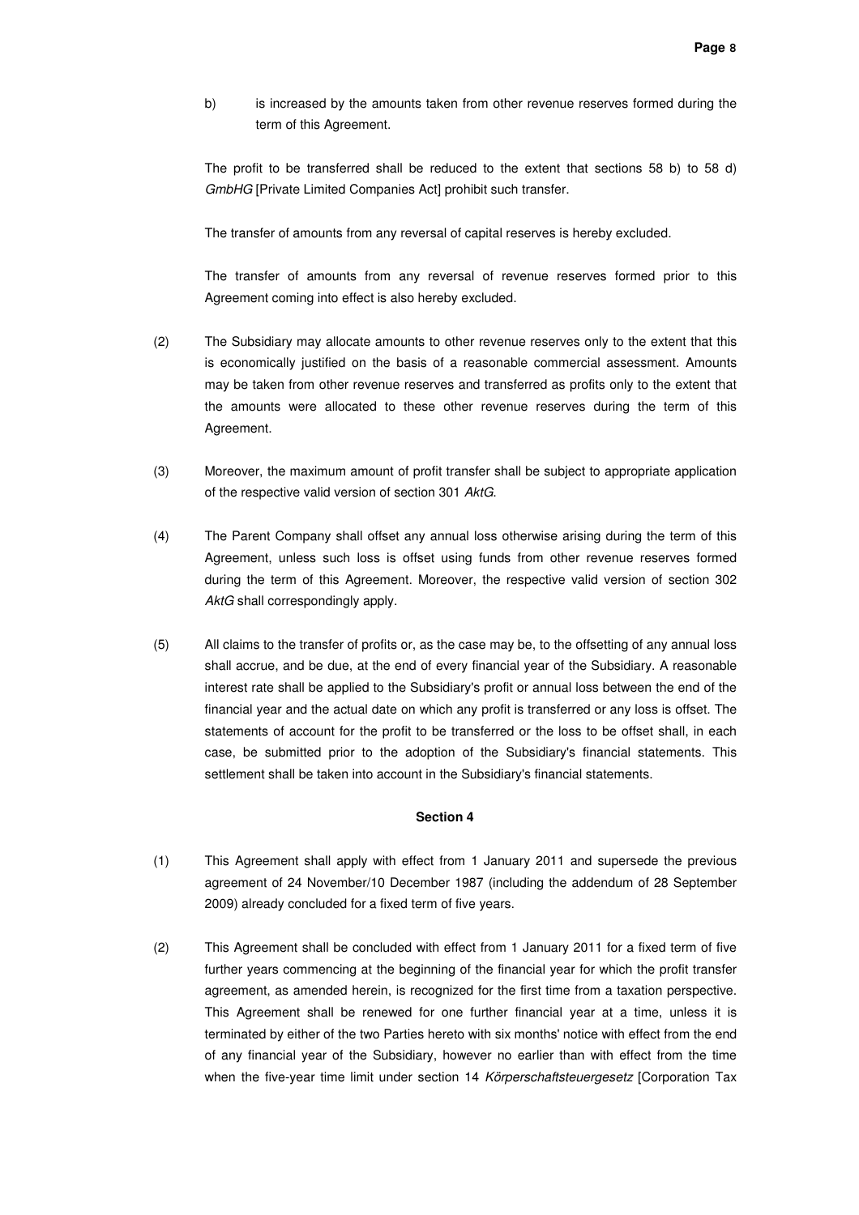b) is increased by the amounts taken from other revenue reserves formed during the term of this Agreement.

The profit to be transferred shall be reduced to the extent that sections 58 b) to 58 d) *GmbHG* [Private Limited Companies Act] prohibit such transfer.

The transfer of amounts from any reversal of capital reserves is hereby excluded.

The transfer of amounts from any reversal of revenue reserves formed prior to this Agreement coming into effect is also hereby excluded.

(2) The Subsidiary may allocate amounts to other revenue reserves only to the extent that this is economically justified on the basis of a reasonable commercial assessment. Amounts may be taken from other revenue reserves and transferred as profits only to the extent that the amounts were allocated to these other revenue reserves during the term of this Agreement.

(3) Moreover, the maximum amount of profit transfer shall be subject to appropriate application of the respective valid version of section 301 *AktG*.

(4) The Parent Company shall offset any annual loss otherwise arising during the term of this Agreement, unless such loss is offset using funds from other revenue reserves formed during the term of this Agreement. Moreover, the respective valid version of section 302 *AktG* shall correspondingly apply.

(5) All claims to the transfer of profits or, as the case may be, to the offsetting of any annual loss shall accrue, and be due, at the end of every financial year of the Subsidiary. A reasonable interest rate shall be applied to the Subsidiary's profit or annual loss between the end of the financial year and the actual date on which any profit is transferred or any loss is offset. The statements of account for the profit to be transferred or the loss to be offset shall, in each case, be submitted prior to the adoption of the Subsidiary's financial statements. This settlement shall be taken into account in the Subsidiary's financial statements.

**Section 4**

(1) This Agreement shall apply with effect from 1 January 2011 and supersede the previous agreement of 24 November/10 December 1987 (including the addendum of 28 September 2009) already concluded for a fixed term of five years.

(2) This Agreement shall be concluded with effect from 1 January 2011 for a fixed term of five further years commencing at the beginning of the financial year for which the profit transfer agreement, as amended herein, is recognized for the first time from a taxation perspective. This Agreement shall be renewed for one further financial year at a time, unless it is terminated by either of the two Parties hereto with six months' notice with effect from the end of any financial year of the Subsidiary, however no earlier than with effect from the time when the five-year time limit under section 14 *Körperschaftsteuergesetz* [Corporation Tax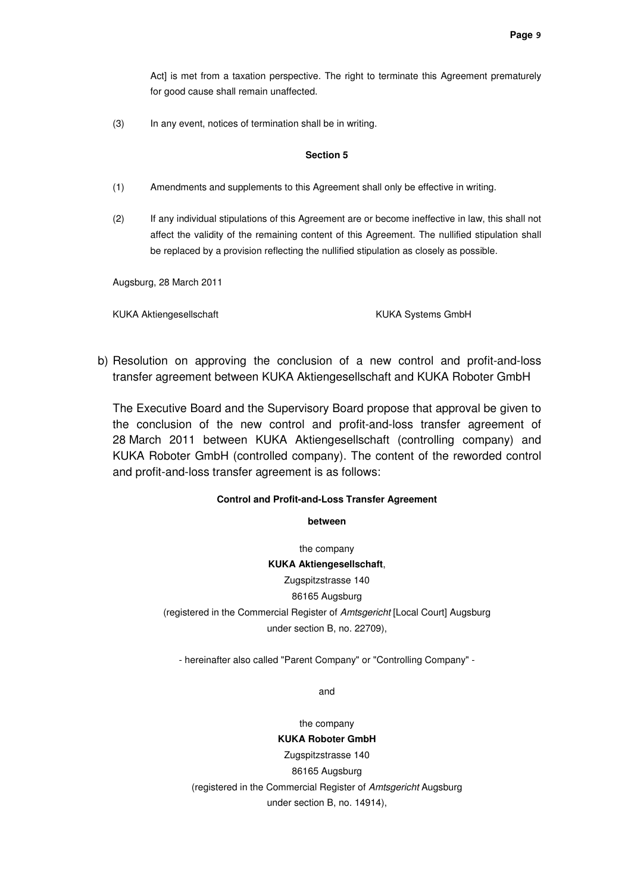Act] is met from a taxation perspective. The right to terminate this Agreement prematurely for good cause shall remain unaffected.

(3) In any event, notices of termination shall be in writing.

**Section 5**

(1) Amendments and supplements to this Agreement shall only be effective in writing.

(2) If any individual stipulations of this Agreement are or become ineffective in law, this shall not affect the validity of the remaining content of this Agreement. The nullified stipulation shall be replaced by a provision reflecting the nullified stipulation as closely as possible.

Augsburg, 28 March 2011

KUKA Aktiengesellschaft KUKA Systems GmbH

b) Resolution on approving the conclusion of a new control and profit-and-loss transfer agreement between KUKA Aktiengesellschaft and KUKA Roboter GmbH

The Executive Board and the Supervisory Board propose that approval be given to the conclusion of the new control and profit-and-loss transfer agreement of 28 March 2011 between KUKA Aktiengesellschaft (controlling company) and KUKA Roboter GmbH (controlled company). The content of the reworded control and profit-and-loss transfer agreement is as follows:

**Control and Profit-and-Loss Transfer Agreement**

**between**

the company
**KUKA Aktiengesellschaft**,
Zugspitzstrasse 140
86165 Augsburg
(registered in the Commercial Register of *Amtsgericht* [Local Court] Augsburg
under section B, no. 22709),

- hereinafter also called "Parent Company" or "Controlling Company" -

and

the company
**KUKA Roboter GmbH**
Zugspitzstrasse 140
86165 Augsburg
(registered in the Commercial Register of *Amtsgericht* Augsburg
under section B, no. 14914),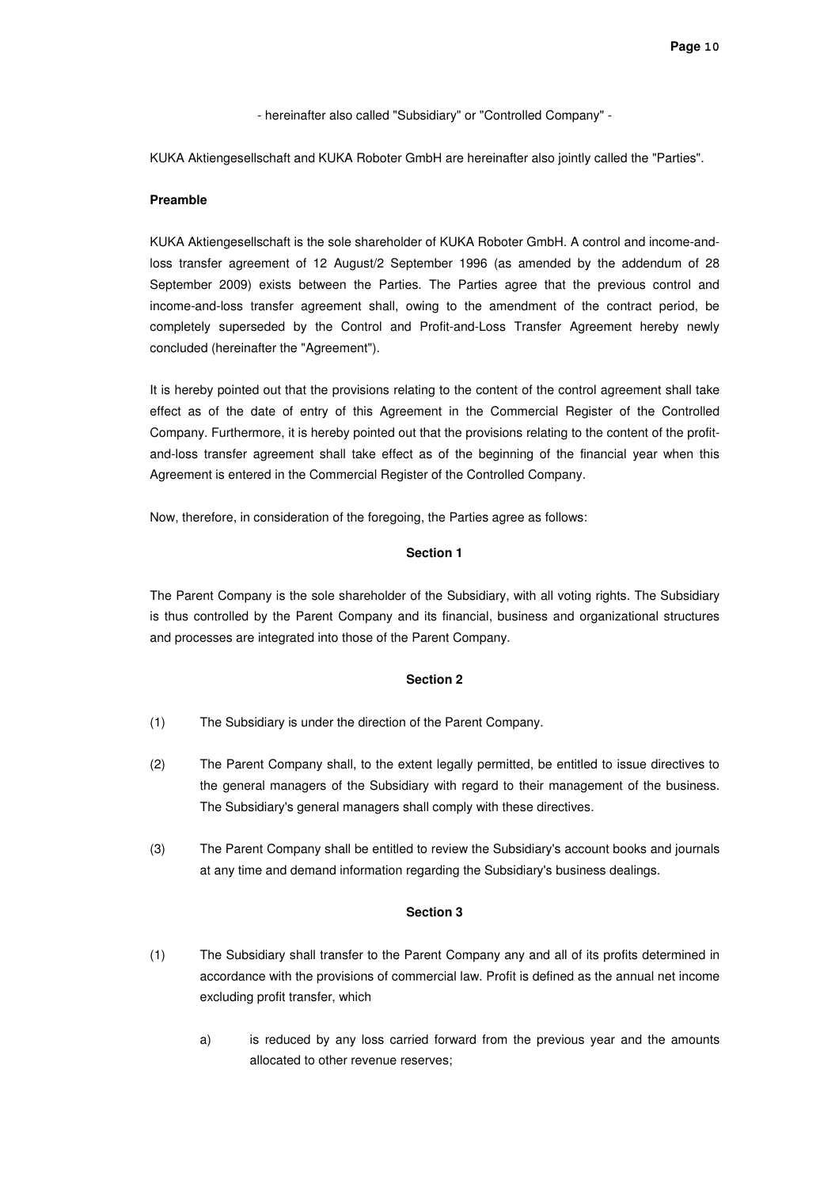- hereinafter also called "Subsidiary" or "Controlled Company" -

KUKA Aktiengesellschaft and KUKA Roboter GmbH are hereinafter also jointly called the "Parties".

**Preamble**

KUKA Aktiengesellschaft is the sole shareholder of KUKA Roboter GmbH. A control and income-and-loss transfer agreement of 12 August/2 September 1996 (as amended by the addendum of 28 September 2009) exists between the Parties. The Parties agree that the previous control and income-and-loss transfer agreement shall, owing to the amendment of the contract period, be completely superseded by the Control and Profit-and-Loss Transfer Agreement hereby newly concluded (hereinafter the "Agreement").

It is hereby pointed out that the provisions relating to the content of the control agreement shall take effect as of the date of entry of this Agreement in the Commercial Register of the Controlled Company. Furthermore, it is hereby pointed out that the provisions relating to the content of the profit-and-loss transfer agreement shall take effect as of the beginning of the financial year when this Agreement is entered in the Commercial Register of the Controlled Company.

Now, therefore, in consideration of the foregoing, the Parties agree as follows:

**Section 1**

The Parent Company is the sole shareholder of the Subsidiary, with all voting rights. The Subsidiary is thus controlled by the Parent Company and its financial, business and organizational structures and processes are integrated into those of the Parent Company.

**Section 2**

(1) The Subsidiary is under the direction of the Parent Company.

(2) The Parent Company shall, to the extent legally permitted, be entitled to issue directives to the general managers of the Subsidiary with regard to their management of the business. The Subsidiary's general managers shall comply with these directives.

(3) The Parent Company shall be entitled to review the Subsidiary's account books and journals at any time and demand information regarding the Subsidiary's business dealings.

**Section 3**

(1) The Subsidiary shall transfer to the Parent Company any and all of its profits determined in accordance with the provisions of commercial law. Profit is defined as the annual net income excluding profit transfer, which

a) is reduced by any loss carried forward from the previous year and the amounts allocated to other revenue reserves;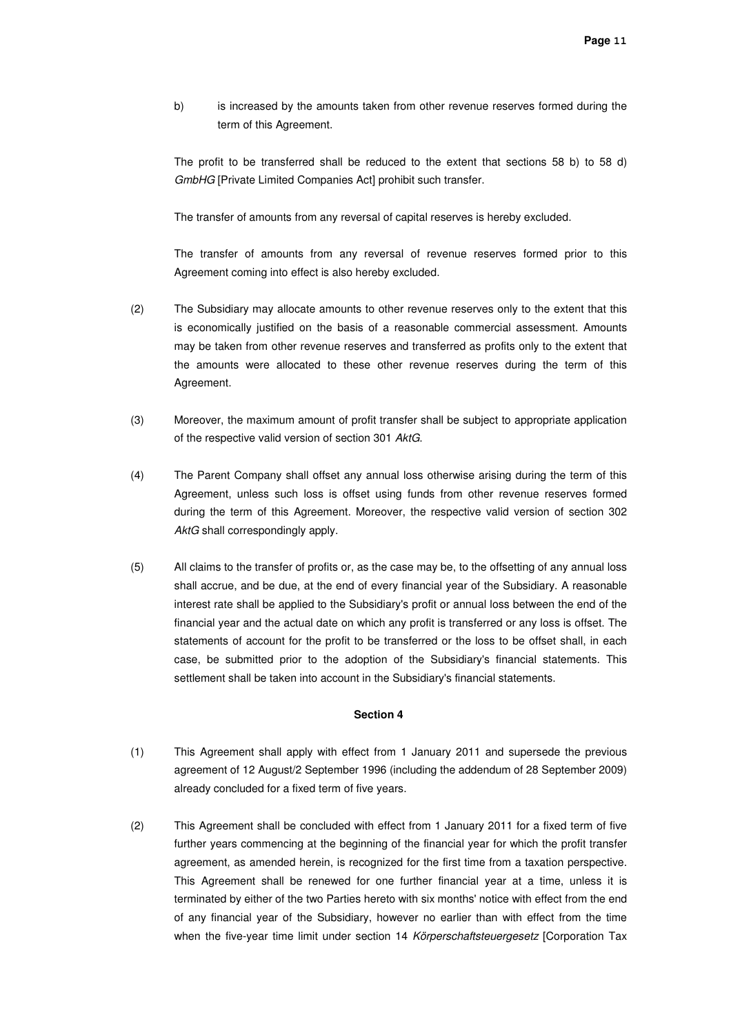b) is increased by the amounts taken from other revenue reserves formed during the term of this Agreement.

The profit to be transferred shall be reduced to the extent that sections 58 b) to 58 d) *GmbHG* [Private Limited Companies Act] prohibit such transfer.

The transfer of amounts from any reversal of capital reserves is hereby excluded.

The transfer of amounts from any reversal of revenue reserves formed prior to this Agreement coming into effect is also hereby excluded.

(2) The Subsidiary may allocate amounts to other revenue reserves only to the extent that this is economically justified on the basis of a reasonable commercial assessment. Amounts may be taken from other revenue reserves and transferred as profits only to the extent that the amounts were allocated to these other revenue reserves during the term of this Agreement.

(3) Moreover, the maximum amount of profit transfer shall be subject to appropriate application of the respective valid version of section 301 *AktG*.

(4) The Parent Company shall offset any annual loss otherwise arising during the term of this Agreement, unless such loss is offset using funds from other revenue reserves formed during the term of this Agreement. Moreover, the respective valid version of section 302 *AktG* shall correspondingly apply.

(5) All claims to the transfer of profits or, as the case may be, to the offsetting of any annual loss shall accrue, and be due, at the end of every financial year of the Subsidiary. A reasonable interest rate shall be applied to the Subsidiary's profit or annual loss between the end of the financial year and the actual date on which any profit is transferred or any loss is offset. The statements of account for the profit to be transferred or the loss to be offset shall, in each case, be submitted prior to the adoption of the Subsidiary's financial statements. This settlement shall be taken into account in the Subsidiary's financial statements.

**Section 4**

(1) This Agreement shall apply with effect from 1 January 2011 and supersede the previous agreement of 12 August/2 September 1996 (including the addendum of 28 September 2009) already concluded for a fixed term of five years.

(2) This Agreement shall be concluded with effect from 1 January 2011 for a fixed term of five further years commencing at the beginning of the financial year for which the profit transfer agreement, as amended herein, is recognized for the first time from a taxation perspective. This Agreement shall be renewed for one further financial year at a time, unless it is terminated by either of the two Parties hereto with six months' notice with effect from the end of any financial year of the Subsidiary, however no earlier than with effect from the time when the five-year time limit under section 14 *Körperschaftsteuergesetz* [Corporation Tax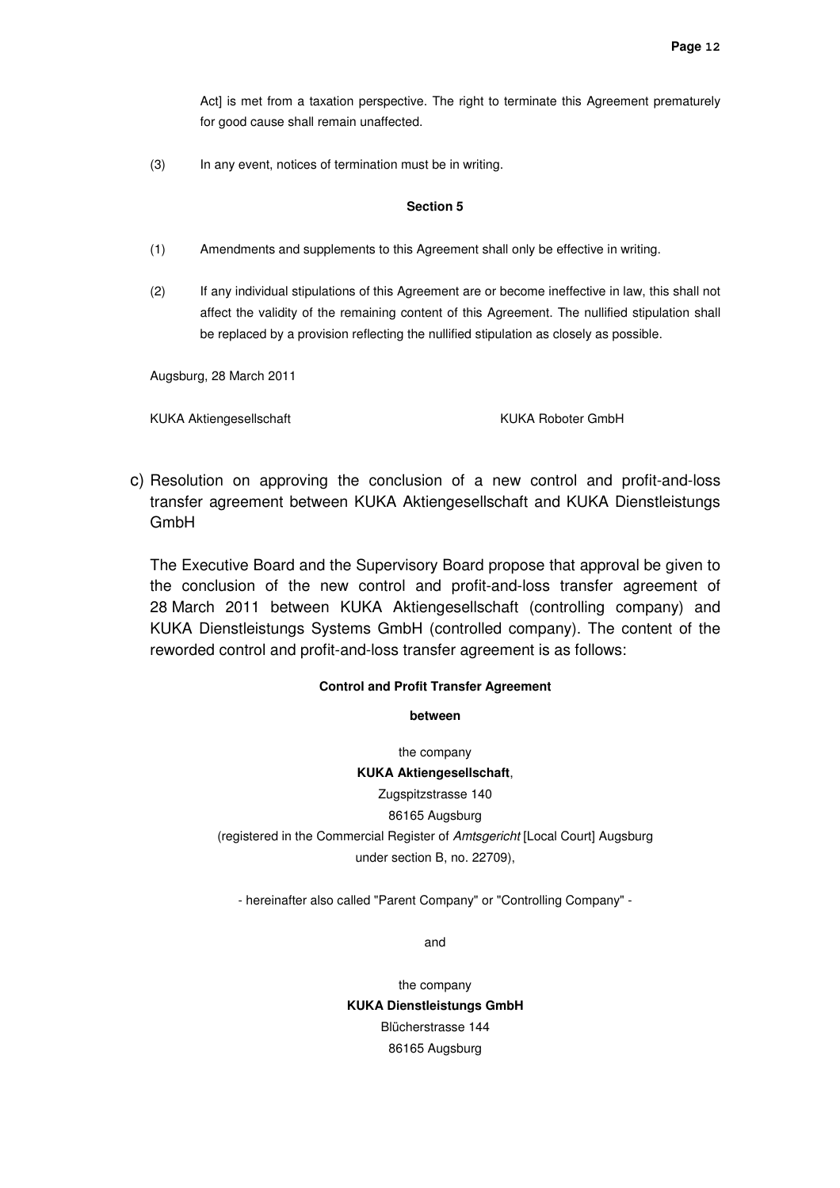Act] is met from a taxation perspective. The right to terminate this Agreement prematurely for good cause shall remain unaffected.

(3) In any event, notices of termination must be in writing.

**Section 5**

(1) Amendments and supplements to this Agreement shall only be effective in writing.

(2) If any individual stipulations of this Agreement are or become ineffective in law, this shall not affect the validity of the remaining content of this Agreement. The nullified stipulation shall be replaced by a provision reflecting the nullified stipulation as closely as possible.

Augsburg, 28 March 2011

KUKA Aktiengesellschaft KUKA Roboter GmbH

c) Resolution on approving the conclusion of a new control and profit-and-loss transfer agreement between KUKA Aktiengesellschaft and KUKA Dienstleistungs GmbH

The Executive Board and the Supervisory Board propose that approval be given to the conclusion of the new control and profit-and-loss transfer agreement of 28 March 2011 between KUKA Aktiengesellschaft (controlling company) and KUKA Dienstleistungs Systems GmbH (controlled company). The content of the reworded control and profit-and-loss transfer agreement is as follows:

**Control and Profit Transfer Agreement**

**between**

the company

**KUKA Aktiengesellschaft**,

Zugspitzstrasse 140

86165 Augsburg

(registered in the Commercial Register of *Amtsgericht* [Local Court] Augsburg under section B, no. 22709),

- hereinafter also called "Parent Company" or "Controlling Company" -

and

the company

**KUKA Dienstleistungs GmbH**

Blücherstrasse 144

86165 Augsburg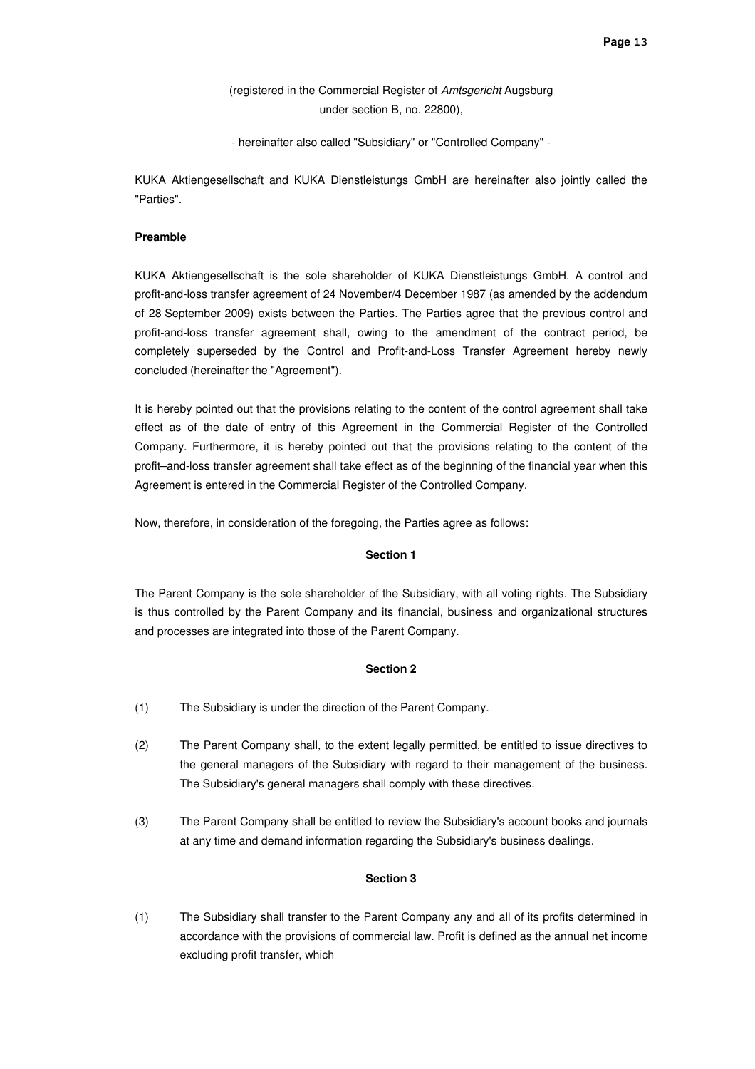(registered in the Commercial Register of *Amtsgericht* Augsburg under section B, no. 22800),

- hereinafter also called "Subsidiary" or "Controlled Company" -

KUKA Aktiengesellschaft and KUKA Dienstleistungs GmbH are hereinafter also jointly called the "Parties".

**Preamble**

KUKA Aktiengesellschaft is the sole shareholder of KUKA Dienstleistungs GmbH. A control and profit-and-loss transfer agreement of 24 November/4 December 1987 (as amended by the addendum of 28 September 2009) exists between the Parties. The Parties agree that the previous control and profit-and-loss transfer agreement shall, owing to the amendment of the contract period, be completely superseded by the Control and Profit-and-Loss Transfer Agreement hereby newly concluded (hereinafter the "Agreement").

It is hereby pointed out that the provisions relating to the content of the control agreement shall take effect as of the date of entry of this Agreement in the Commercial Register of the Controlled Company. Furthermore, it is hereby pointed out that the provisions relating to the content of the profit–and-loss transfer agreement shall take effect as of the beginning of the financial year when this Agreement is entered in the Commercial Register of the Controlled Company.

Now, therefore, in consideration of the foregoing, the Parties agree as follows:

**Section 1**

The Parent Company is the sole shareholder of the Subsidiary, with all voting rights. The Subsidiary is thus controlled by the Parent Company and its financial, business and organizational structures and processes are integrated into those of the Parent Company.

**Section 2**

(1) The Subsidiary is under the direction of the Parent Company.

(2) The Parent Company shall, to the extent legally permitted, be entitled to issue directives to the general managers of the Subsidiary with regard to their management of the business. The Subsidiary's general managers shall comply with these directives.

(3) The Parent Company shall be entitled to review the Subsidiary's account books and journals at any time and demand information regarding the Subsidiary's business dealings.

**Section 3**

(1) The Subsidiary shall transfer to the Parent Company any and all of its profits determined in accordance with the provisions of commercial law. Profit is defined as the annual net income excluding profit transfer, which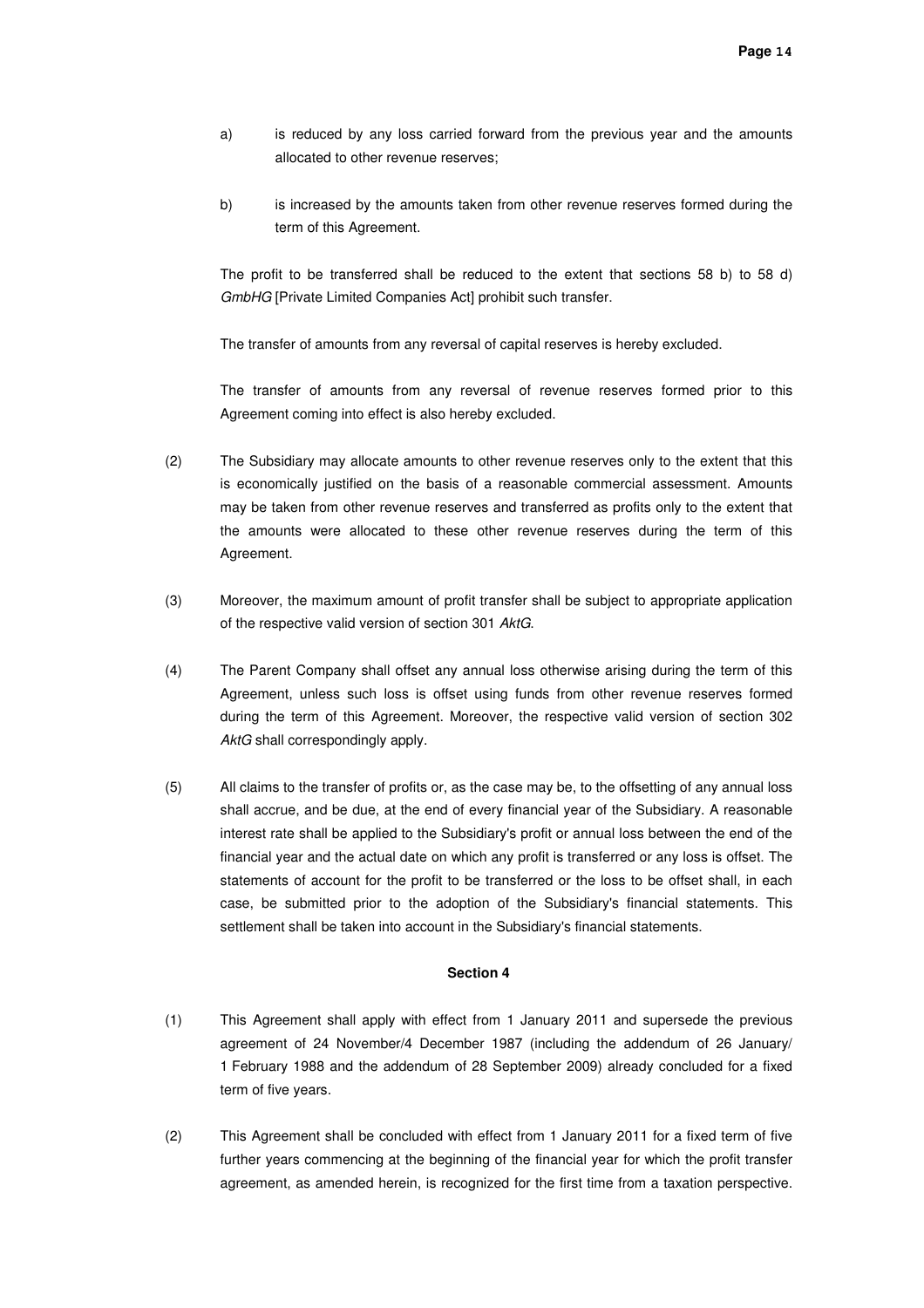a) is reduced by any loss carried forward from the previous year and the amounts allocated to other revenue reserves;

b) is increased by the amounts taken from other revenue reserves formed during the term of this Agreement.

The profit to be transferred shall be reduced to the extent that sections 58 b) to 58 d) *GmbHG* [Private Limited Companies Act] prohibit such transfer.

The transfer of amounts from any reversal of capital reserves is hereby excluded.

The transfer of amounts from any reversal of revenue reserves formed prior to this Agreement coming into effect is also hereby excluded.

(2) The Subsidiary may allocate amounts to other revenue reserves only to the extent that this is economically justified on the basis of a reasonable commercial assessment. Amounts may be taken from other revenue reserves and transferred as profits only to the extent that the amounts were allocated to these other revenue reserves during the term of this Agreement.

(3) Moreover, the maximum amount of profit transfer shall be subject to appropriate application of the respective valid version of section 301 *AktG*.

(4) The Parent Company shall offset any annual loss otherwise arising during the term of this Agreement, unless such loss is offset using funds from other revenue reserves formed during the term of this Agreement. Moreover, the respective valid version of section 302 *AktG* shall correspondingly apply.

(5) All claims to the transfer of profits or, as the case may be, to the offsetting of any annual loss shall accrue, and be due, at the end of every financial year of the Subsidiary. A reasonable interest rate shall be applied to the Subsidiary's profit or annual loss between the end of the financial year and the actual date on which any profit is transferred or any loss is offset. The statements of account for the profit to be transferred or the loss to be offset shall, in each case, be submitted prior to the adoption of the Subsidiary's financial statements. This settlement shall be taken into account in the Subsidiary's financial statements.

**Section 4**

(1) This Agreement shall apply with effect from 1 January 2011 and supersede the previous agreement of 24 November/4 December 1987 (including the addendum of 26 January/ 1 February 1988 and the addendum of 28 September 2009) already concluded for a fixed term of five years.

(2) This Agreement shall be concluded with effect from 1 January 2011 for a fixed term of five further years commencing at the beginning of the financial year for which the profit transfer agreement, as amended herein, is recognized for the first time from a taxation perspective.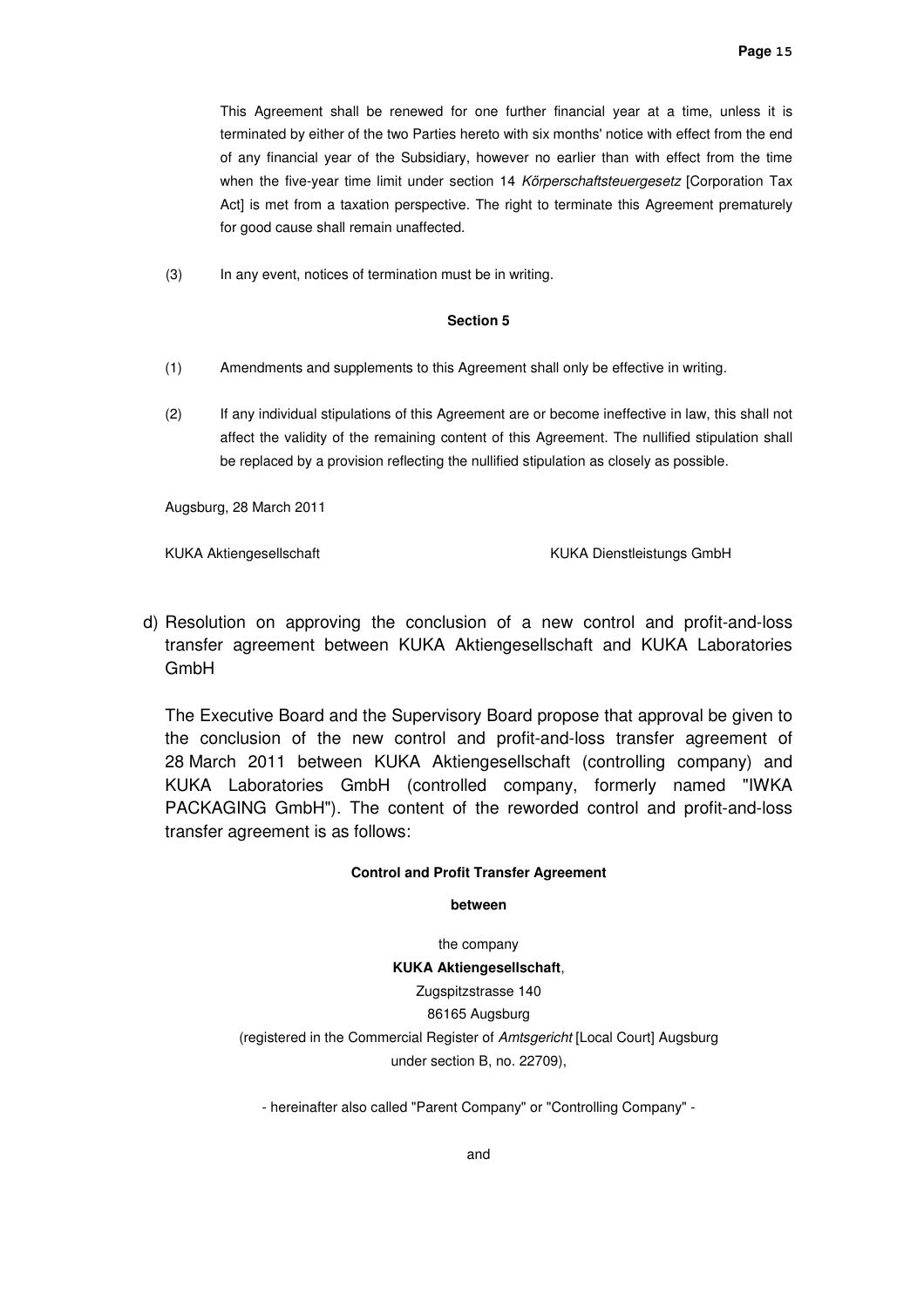This Agreement shall be renewed for one further financial year at a time, unless it is terminated by either of the two Parties hereto with six months' notice with effect from the end of any financial year of the Subsidiary, however no earlier than with effect from the time when the five-year time limit under section 14 *Körperschaftsteuergesetz* [Corporation Tax Act] is met from a taxation perspective. The right to terminate this Agreement prematurely for good cause shall remain unaffected.

(3) In any event, notices of termination must be in writing.

**Section 5**

(1) Amendments and supplements to this Agreement shall only be effective in writing.

(2) If any individual stipulations of this Agreement are or become ineffective in law, this shall not affect the validity of the remaining content of this Agreement. The nullified stipulation shall be replaced by a provision reflecting the nullified stipulation as closely as possible.

Augsburg, 28 March 2011

KUKA Aktiengesellschaft KUKA Dienstleistungs GmbH

d) Resolution on approving the conclusion of a new control and profit-and-loss transfer agreement between KUKA Aktiengesellschaft and KUKA Laboratories GmbH

The Executive Board and the Supervisory Board propose that approval be given to the conclusion of the new control and profit-and-loss transfer agreement of 28 March 2011 between KUKA Aktiengesellschaft (controlling company) and KUKA Laboratories GmbH (controlled company, formerly named "IWKA PACKAGING GmbH"). The content of the reworded control and profit-and-loss transfer agreement is as follows:

**Control and Profit Transfer Agreement**

**between**

the company

**KUKA Aktiengesellschaft**,

Zugspitzstrasse 140

86165 Augsburg

(registered in the Commercial Register of *Amtsgericht* [Local Court] Augsburg under section B, no. 22709),

- hereinafter also called "Parent Company" or "Controlling Company" -

and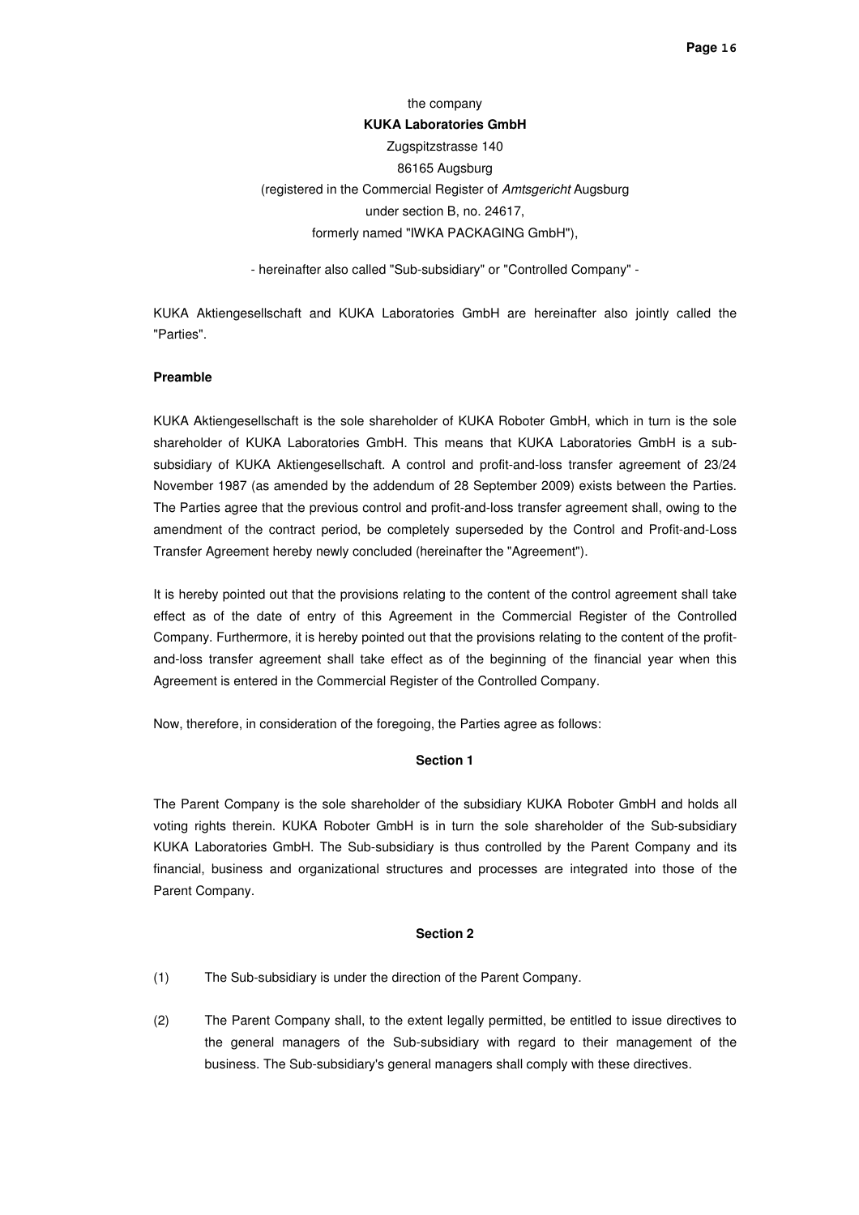the company

**KUKA Laboratories GmbH**

Zugspitzstrasse 140

86165 Augsburg

(registered in the Commercial Register of *Amtsgericht* Augsburg

under section B, no. 24617,

formerly named "IWKA PACKAGING GmbH"),

- hereinafter also called "Sub-subsidiary" or "Controlled Company" -

KUKA Aktiengesellschaft and KUKA Laboratories GmbH are hereinafter also jointly called the "Parties".

**Preamble**

KUKA Aktiengesellschaft is the sole shareholder of KUKA Roboter GmbH, which in turn is the sole shareholder of KUKA Laboratories GmbH. This means that KUKA Laboratories GmbH is a sub-subsidiary of KUKA Aktiengesellschaft. A control and profit-and-loss transfer agreement of 23/24 November 1987 (as amended by the addendum of 28 September 2009) exists between the Parties. The Parties agree that the previous control and profit-and-loss transfer agreement shall, owing to the amendment of the contract period, be completely superseded by the Control and Profit-and-Loss Transfer Agreement hereby newly concluded (hereinafter the "Agreement").

It is hereby pointed out that the provisions relating to the content of the control agreement shall take effect as of the date of entry of this Agreement in the Commercial Register of the Controlled Company. Furthermore, it is hereby pointed out that the provisions relating to the content of the profit-and-loss transfer agreement shall take effect as of the beginning of the financial year when this Agreement is entered in the Commercial Register of the Controlled Company.

Now, therefore, in consideration of the foregoing, the Parties agree as follows:

**Section 1**

The Parent Company is the sole shareholder of the subsidiary KUKA Roboter GmbH and holds all voting rights therein. KUKA Roboter GmbH is in turn the sole shareholder of the Sub-subsidiary KUKA Laboratories GmbH. The Sub-subsidiary is thus controlled by the Parent Company and its financial, business and organizational structures and processes are integrated into those of the Parent Company.

**Section 2**

(1) The Sub-subsidiary is under the direction of the Parent Company.

(2) The Parent Company shall, to the extent legally permitted, be entitled to issue directives to the general managers of the Sub-subsidiary with regard to their management of the business. The Sub-subsidiary's general managers shall comply with these directives.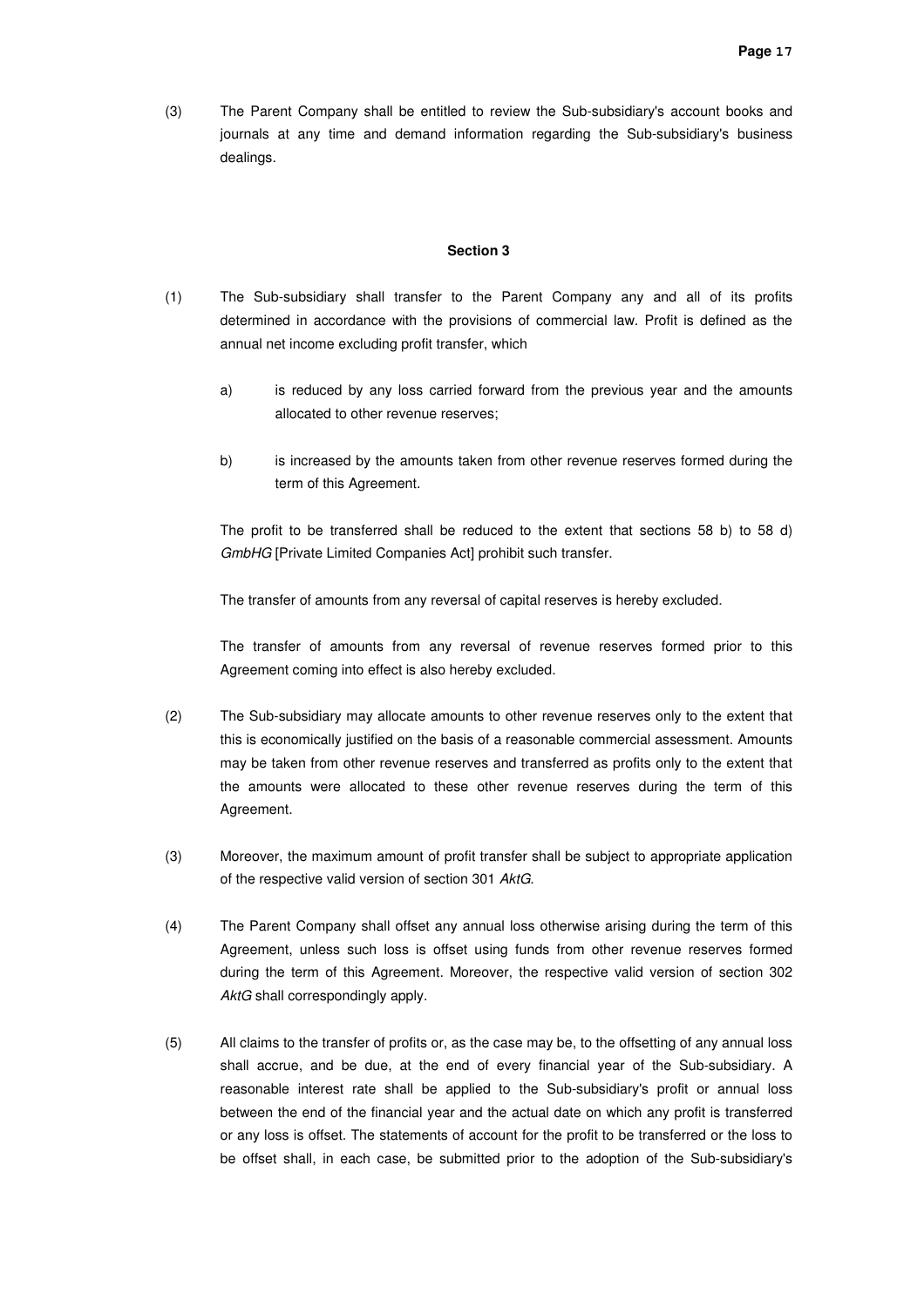(3) The Parent Company shall be entitled to review the Sub-subsidiary's account books and journals at any time and demand information regarding the Sub-subsidiary's business dealings.

**Section 3**

(1) The Sub-subsidiary shall transfer to the Parent Company any and all of its profits determined in accordance with the provisions of commercial law. Profit is defined as the annual net income excluding profit transfer, which

a) is reduced by any loss carried forward from the previous year and the amounts allocated to other revenue reserves;

b) is increased by the amounts taken from other revenue reserves formed during the term of this Agreement.

The profit to be transferred shall be reduced to the extent that sections 58 b) to 58 d) *GmbHG* [Private Limited Companies Act] prohibit such transfer.

The transfer of amounts from any reversal of capital reserves is hereby excluded.

The transfer of amounts from any reversal of revenue reserves formed prior to this Agreement coming into effect is also hereby excluded.

(2) The Sub-subsidiary may allocate amounts to other revenue reserves only to the extent that this is economically justified on the basis of a reasonable commercial assessment. Amounts may be taken from other revenue reserves and transferred as profits only to the extent that the amounts were allocated to these other revenue reserves during the term of this Agreement.

(3) Moreover, the maximum amount of profit transfer shall be subject to appropriate application of the respective valid version of section 301 *AktG*.

(4) The Parent Company shall offset any annual loss otherwise arising during the term of this Agreement, unless such loss is offset using funds from other revenue reserves formed during the term of this Agreement. Moreover, the respective valid version of section 302 *AktG* shall correspondingly apply.

(5) All claims to the transfer of profits or, as the case may be, to the offsetting of any annual loss shall accrue, and be due, at the end of every financial year of the Sub-subsidiary. A reasonable interest rate shall be applied to the Sub-subsidiary's profit or annual loss between the end of the financial year and the actual date on which any profit is transferred or any loss is offset. The statements of account for the profit to be transferred or the loss to be offset shall, in each case, be submitted prior to the adoption of the Sub-subsidiary's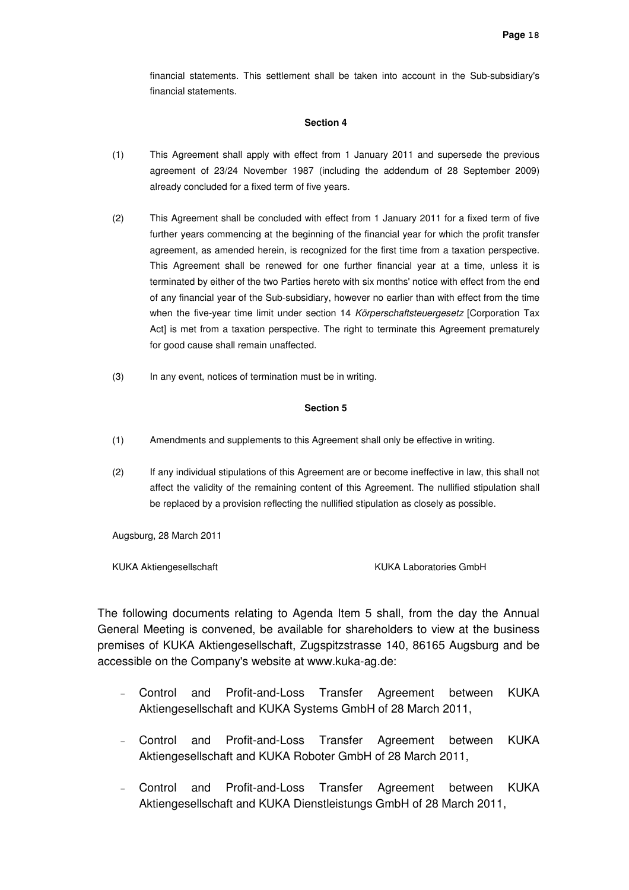financial statements. This settlement shall be taken into account in the Sub-subsidiary's financial statements.

**Section 4**

(1) This Agreement shall apply with effect from 1 January 2011 and supersede the previous agreement of 23/24 November 1987 (including the addendum of 28 September 2009) already concluded for a fixed term of five years.

(2) This Agreement shall be concluded with effect from 1 January 2011 for a fixed term of five further years commencing at the beginning of the financial year for which the profit transfer agreement, as amended herein, is recognized for the first time from a taxation perspective. This Agreement shall be renewed for one further financial year at a time, unless it is terminated by either of the two Parties hereto with six months' notice with effect from the end of any financial year of the Sub-subsidiary, however no earlier than with effect from the time when the five-year time limit under section 14 *Körperschaftsteuergesetz* [Corporation Tax Act] is met from a taxation perspective. The right to terminate this Agreement prematurely for good cause shall remain unaffected.

(3) In any event, notices of termination must be in writing.

**Section 5**

(1) Amendments and supplements to this Agreement shall only be effective in writing.

(2) If any individual stipulations of this Agreement are or become ineffective in law, this shall not affect the validity of the remaining content of this Agreement. The nullified stipulation shall be replaced by a provision reflecting the nullified stipulation as closely as possible.

Augsburg, 28 March 2011

KUKA Aktiengesellschaft | KUKA Laboratories GmbH

The following documents relating to Agenda Item 5 shall, from the day the Annual General Meeting is convened, be available for shareholders to view at the business premises of KUKA Aktiengesellschaft, Zugspitzstrasse 140, 86165 Augsburg and be accessible on the Company's website at www.kuka-ag.de:

- Control and Profit-and-Loss Transfer Agreement between KUKA Aktiengesellschaft and KUKA Systems GmbH of 28 March 2011,
- Control and Profit-and-Loss Transfer Agreement between KUKA Aktiengesellschaft and KUKA Roboter GmbH of 28 March 2011,
- Control and Profit-and-Loss Transfer Agreement between KUKA Aktiengesellschaft and KUKA Dienstleistungs GmbH of 28 March 2011,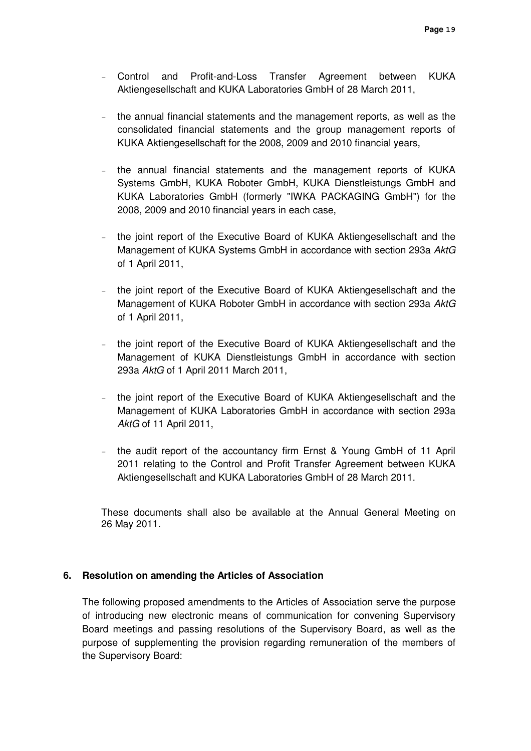- Control and Profit-and-Loss Transfer Agreement between KUKA Aktiengesellschaft and KUKA Laboratories GmbH of 28 March 2011,
- the annual financial statements and the management reports, as well as the consolidated financial statements and the group management reports of KUKA Aktiengesellschaft for the 2008, 2009 and 2010 financial years,
- the annual financial statements and the management reports of KUKA Systems GmbH, KUKA Roboter GmbH, KUKA Dienstleistungs GmbH and KUKA Laboratories GmbH (formerly "IWKA PACKAGING GmbH") for the 2008, 2009 and 2010 financial years in each case,
- the joint report of the Executive Board of KUKA Aktiengesellschaft and the Management of KUKA Systems GmbH in accordance with section 293a *AktG* of 1 April 2011,
- the joint report of the Executive Board of KUKA Aktiengesellschaft and the Management of KUKA Roboter GmbH in accordance with section 293a *AktG* of 1 April 2011,
- the joint report of the Executive Board of KUKA Aktiengesellschaft and the Management of KUKA Dienstleistungs GmbH in accordance with section 293a *AktG* of 1 April 2011 March 2011,
- the joint report of the Executive Board of KUKA Aktiengesellschaft and the Management of KUKA Laboratories GmbH in accordance with section 293a *AktG* of 11 April 2011,
- the audit report of the accountancy firm Ernst & Young GmbH of 11 April 2011 relating to the Control and Profit Transfer Agreement between KUKA Aktiengesellschaft and KUKA Laboratories GmbH of 28 March 2011.

These documents shall also be available at the Annual General Meeting on 26 May 2011.

**6. Resolution on amending the Articles of Association**

The following proposed amendments to the Articles of Association serve the purpose of introducing new electronic means of communication for convening Supervisory Board meetings and passing resolutions of the Supervisory Board, as well as the purpose of supplementing the provision regarding remuneration of the members of the Supervisory Board: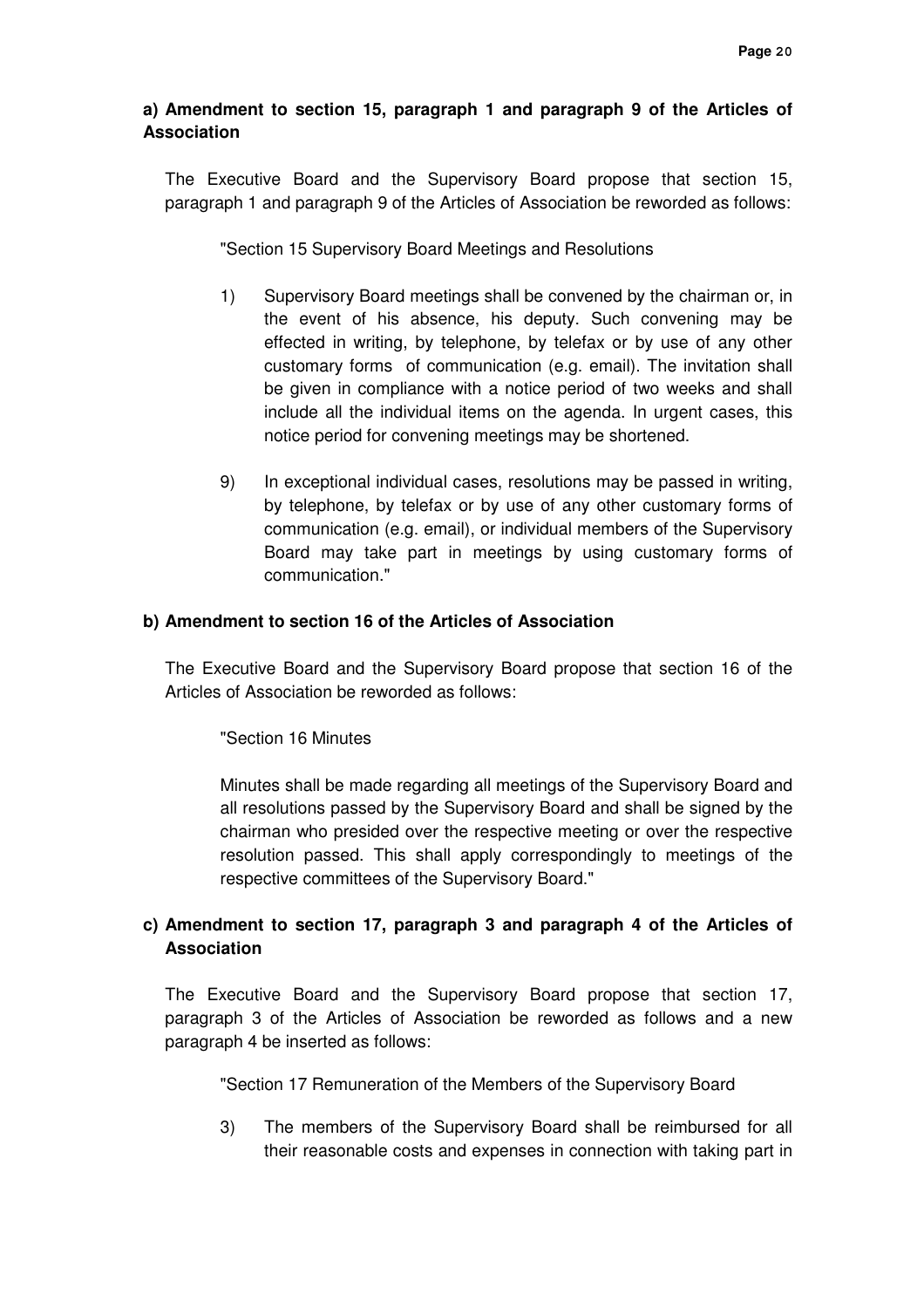**a) Amendment to section 15, paragraph 1 and paragraph 9 of the Articles of Association**

The Executive Board and the Supervisory Board propose that section 15, paragraph 1 and paragraph 9 of the Articles of Association be reworded as follows:

"Section 15 Supervisory Board Meetings and Resolutions

1) Supervisory Board meetings shall be convened by the chairman or, in the event of his absence, his deputy. Such convening may be effected in writing, by telephone, by telefax or by use of any other customary forms of communication (e.g. email). The invitation shall be given in compliance with a notice period of two weeks and shall include all the individual items on the agenda. In urgent cases, this notice period for convening meetings may be shortened.

9) In exceptional individual cases, resolutions may be passed in writing, by telephone, by telefax or by use of any other customary forms of communication (e.g. email), or individual members of the Supervisory Board may take part in meetings by using customary forms of communication."

**b) Amendment to section 16 of the Articles of Association**

The Executive Board and the Supervisory Board propose that section 16 of the Articles of Association be reworded as follows:

"Section 16 Minutes

Minutes shall be made regarding all meetings of the Supervisory Board and all resolutions passed by the Supervisory Board and shall be signed by the chairman who presided over the respective meeting or over the respective resolution passed. This shall apply correspondingly to meetings of the respective committees of the Supervisory Board."

**c) Amendment to section 17, paragraph 3 and paragraph 4 of the Articles of Association**

The Executive Board and the Supervisory Board propose that section 17, paragraph 3 of the Articles of Association be reworded as follows and a new paragraph 4 be inserted as follows:

"Section 17 Remuneration of the Members of the Supervisory Board

3) The members of the Supervisory Board shall be reimbursed for all their reasonable costs and expenses in connection with taking part in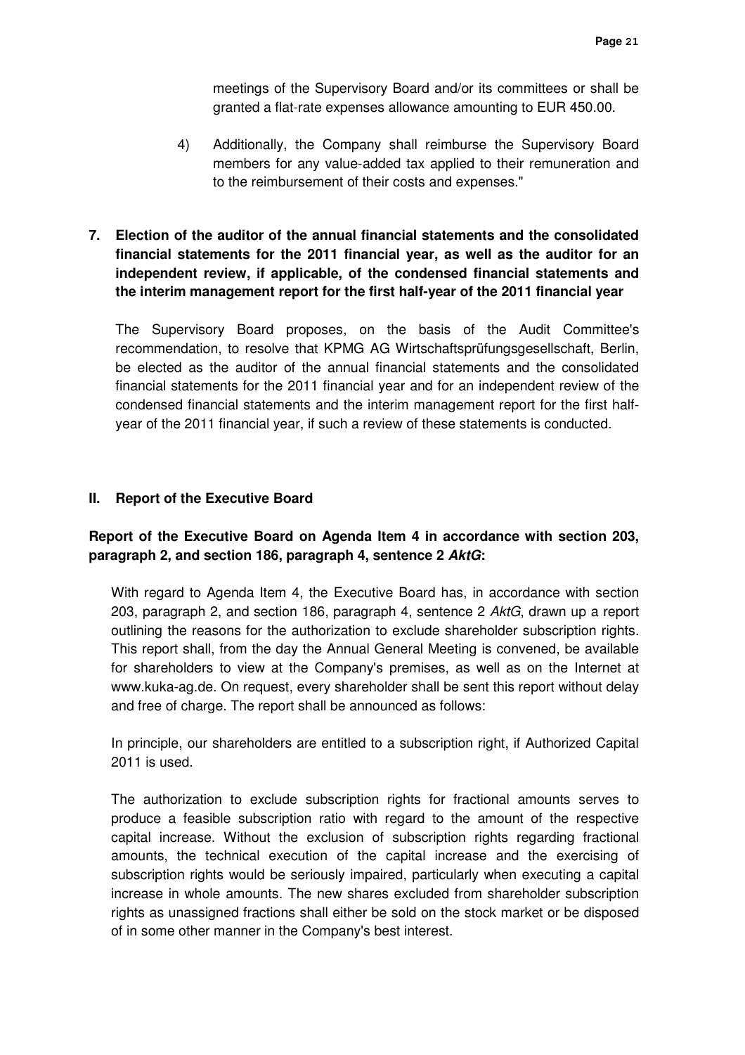meetings of the Supervisory Board and/or its committees or shall be granted a flat-rate expenses allowance amounting to EUR 450.00.

4) Additionally, the Company shall reimburse the Supervisory Board members for any value-added tax applied to their remuneration and to the reimbursement of their costs and expenses."

**7. Election of the auditor of the annual financial statements and the consolidated financial statements for the 2011 financial year, as well as the auditor for an independent review, if applicable, of the condensed financial statements and the interim management report for the first half-year of the 2011 financial year**

The Supervisory Board proposes, on the basis of the Audit Committee's recommendation, to resolve that KPMG AG Wirtschaftsprüfungsgesellschaft, Berlin, be elected as the auditor of the annual financial statements and the consolidated financial statements for the 2011 financial year and for an independent review of the condensed financial statements and the interim management report for the first half-year of the 2011 financial year, if such a review of these statements is conducted.

## II. Report of the Executive Board

**Report of the Executive Board on Agenda Item 4 in accordance with section 203, paragraph 2, and section 186, paragraph 4, sentence 2 *AktG*:**

With regard to Agenda Item 4, the Executive Board has, in accordance with section 203, paragraph 2, and section 186, paragraph 4, sentence 2 *AktG*, drawn up a report outlining the reasons for the authorization to exclude shareholder subscription rights. This report shall, from the day the Annual General Meeting is convened, be available for shareholders to view at the Company's premises, as well as on the Internet at www.kuka-ag.de. On request, every shareholder shall be sent this report without delay and free of charge. The report shall be announced as follows:

In principle, our shareholders are entitled to a subscription right, if Authorized Capital 2011 is used.

The authorization to exclude subscription rights for fractional amounts serves to produce a feasible subscription ratio with regard to the amount of the respective capital increase. Without the exclusion of subscription rights regarding fractional amounts, the technical execution of the capital increase and the exercising of subscription rights would be seriously impaired, particularly when executing a capital increase in whole amounts. The new shares excluded from shareholder subscription rights as unassigned fractions shall either be sold on the stock market or be disposed of in some other manner in the Company's best interest.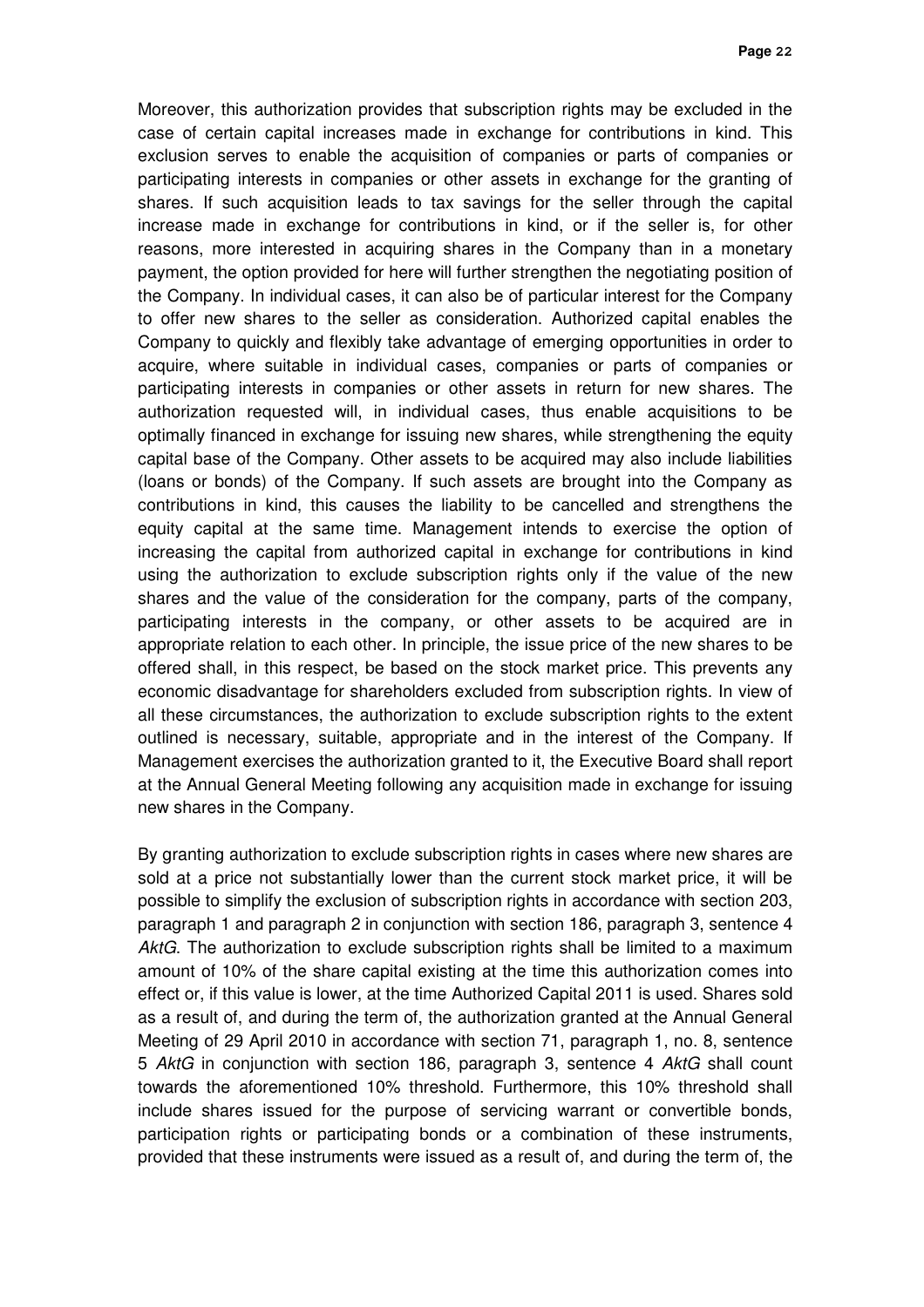Moreover, this authorization provides that subscription rights may be excluded in the case of certain capital increases made in exchange for contributions in kind. This exclusion serves to enable the acquisition of companies or parts of companies or participating interests in companies or other assets in exchange for the granting of shares. If such acquisition leads to tax savings for the seller through the capital increase made in exchange for contributions in kind, or if the seller is, for other reasons, more interested in acquiring shares in the Company than in a monetary payment, the option provided for here will further strengthen the negotiating position of the Company. In individual cases, it can also be of particular interest for the Company to offer new shares to the seller as consideration. Authorized capital enables the Company to quickly and flexibly take advantage of emerging opportunities in order to acquire, where suitable in individual cases, companies or parts of companies or participating interests in companies or other assets in return for new shares. The authorization requested will, in individual cases, thus enable acquisitions to be optimally financed in exchange for issuing new shares, while strengthening the equity capital base of the Company. Other assets to be acquired may also include liabilities (loans or bonds) of the Company. If such assets are brought into the Company as contributions in kind, this causes the liability to be cancelled and strengthens the equity capital at the same time. Management intends to exercise the option of increasing the capital from authorized capital in exchange for contributions in kind using the authorization to exclude subscription rights only if the value of the new shares and the value of the consideration for the company, parts of the company, participating interests in the company, or other assets to be acquired are in appropriate relation to each other. In principle, the issue price of the new shares to be offered shall, in this respect, be based on the stock market price. This prevents any economic disadvantage for shareholders excluded from subscription rights. In view of all these circumstances, the authorization to exclude subscription rights to the extent outlined is necessary, suitable, appropriate and in the interest of the Company. If Management exercises the authorization granted to it, the Executive Board shall report at the Annual General Meeting following any acquisition made in exchange for issuing new shares in the Company.

By granting authorization to exclude subscription rights in cases where new shares are sold at a price not substantially lower than the current stock market price, it will be possible to simplify the exclusion of subscription rights in accordance with section 203, paragraph 1 and paragraph 2 in conjunction with section 186, paragraph 3, sentence 4 *AktG*. The authorization to exclude subscription rights shall be limited to a maximum amount of 10% of the share capital existing at the time this authorization comes into effect or, if this value is lower, at the time Authorized Capital 2011 is used. Shares sold as a result of, and during the term of, the authorization granted at the Annual General Meeting of 29 April 2010 in accordance with section 71, paragraph 1, no. 8, sentence 5 *AktG* in conjunction with section 186, paragraph 3, sentence 4 *AktG* shall count towards the aforementioned 10% threshold. Furthermore, this 10% threshold shall include shares issued for the purpose of servicing warrant or convertible bonds, participation rights or participating bonds or a combination of these instruments, provided that these instruments were issued as a result of, and during the term of, the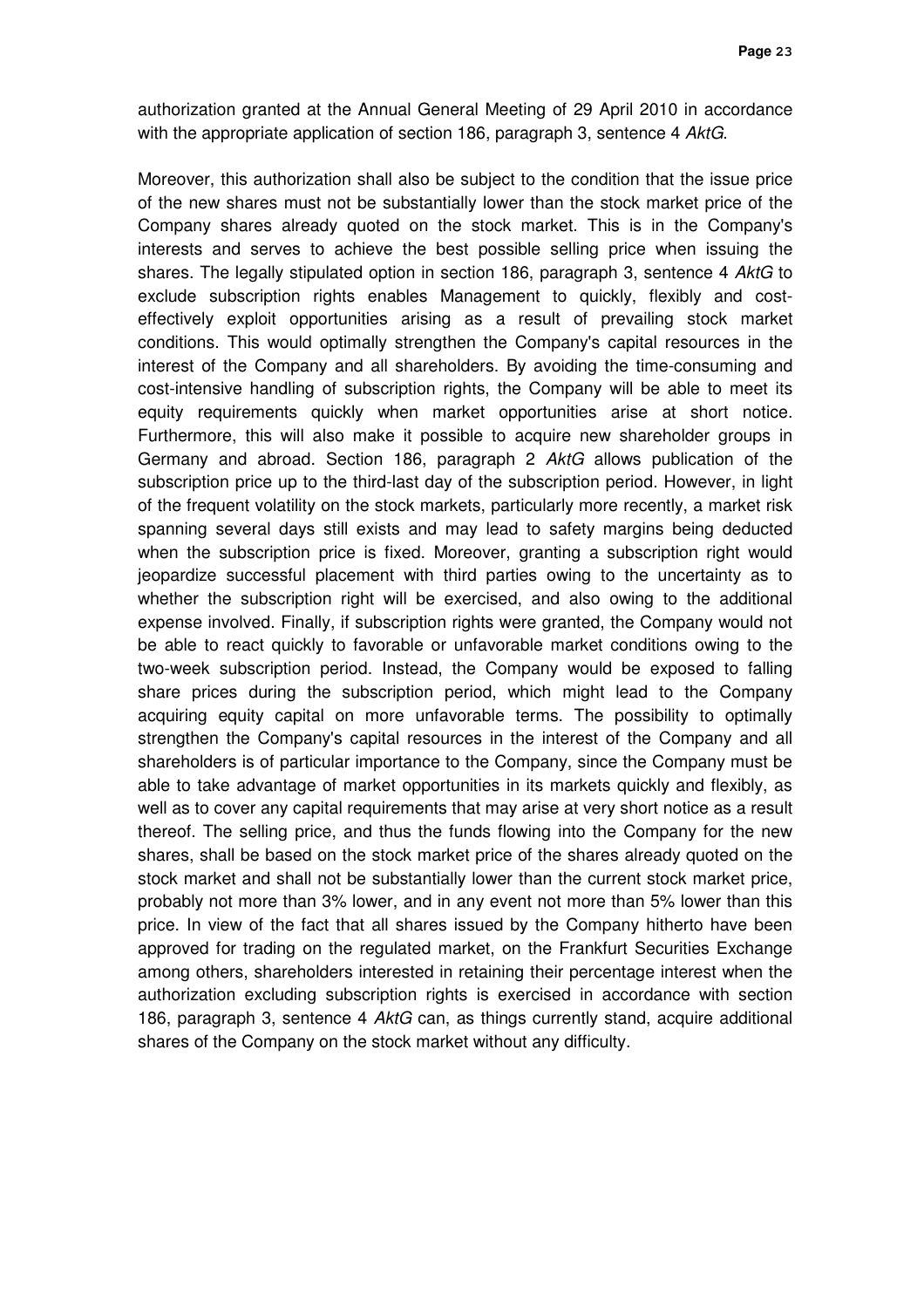authorization granted at the Annual General Meeting of 29 April 2010 in accordance with the appropriate application of section 186, paragraph 3, sentence 4 *AktG*.

Moreover, this authorization shall also be subject to the condition that the issue price of the new shares must not be substantially lower than the stock market price of the Company shares already quoted on the stock market. This is in the Company's interests and serves to achieve the best possible selling price when issuing the shares. The legally stipulated option in section 186, paragraph 3, sentence 4 *AktG* to exclude subscription rights enables Management to quickly, flexibly and cost-effectively exploit opportunities arising as a result of prevailing stock market conditions. This would optimally strengthen the Company's capital resources in the interest of the Company and all shareholders. By avoiding the time-consuming and cost-intensive handling of subscription rights, the Company will be able to meet its equity requirements quickly when market opportunities arise at short notice. Furthermore, this will also make it possible to acquire new shareholder groups in Germany and abroad. Section 186, paragraph 2 *AktG* allows publication of the subscription price up to the third-last day of the subscription period. However, in light of the frequent volatility on the stock markets, particularly more recently, a market risk spanning several days still exists and may lead to safety margins being deducted when the subscription price is fixed. Moreover, granting a subscription right would jeopardize successful placement with third parties owing to the uncertainty as to whether the subscription right will be exercised, and also owing to the additional expense involved. Finally, if subscription rights were granted, the Company would not be able to react quickly to favorable or unfavorable market conditions owing to the two-week subscription period. Instead, the Company would be exposed to falling share prices during the subscription period, which might lead to the Company acquiring equity capital on more unfavorable terms. The possibility to optimally strengthen the Company's capital resources in the interest of the Company and all shareholders is of particular importance to the Company, since the Company must be able to take advantage of market opportunities in its markets quickly and flexibly, as well as to cover any capital requirements that may arise at very short notice as a result thereof. The selling price, and thus the funds flowing into the Company for the new shares, shall be based on the stock market price of the shares already quoted on the stock market and shall not be substantially lower than the current stock market price, probably not more than 3% lower, and in any event not more than 5% lower than this price. In view of the fact that all shares issued by the Company hitherto have been approved for trading on the regulated market, on the Frankfurt Securities Exchange among others, shareholders interested in retaining their percentage interest when the authorization excluding subscription rights is exercised in accordance with section 186, paragraph 3, sentence 4 *AktG* can, as things currently stand, acquire additional shares of the Company on the stock market without any difficulty.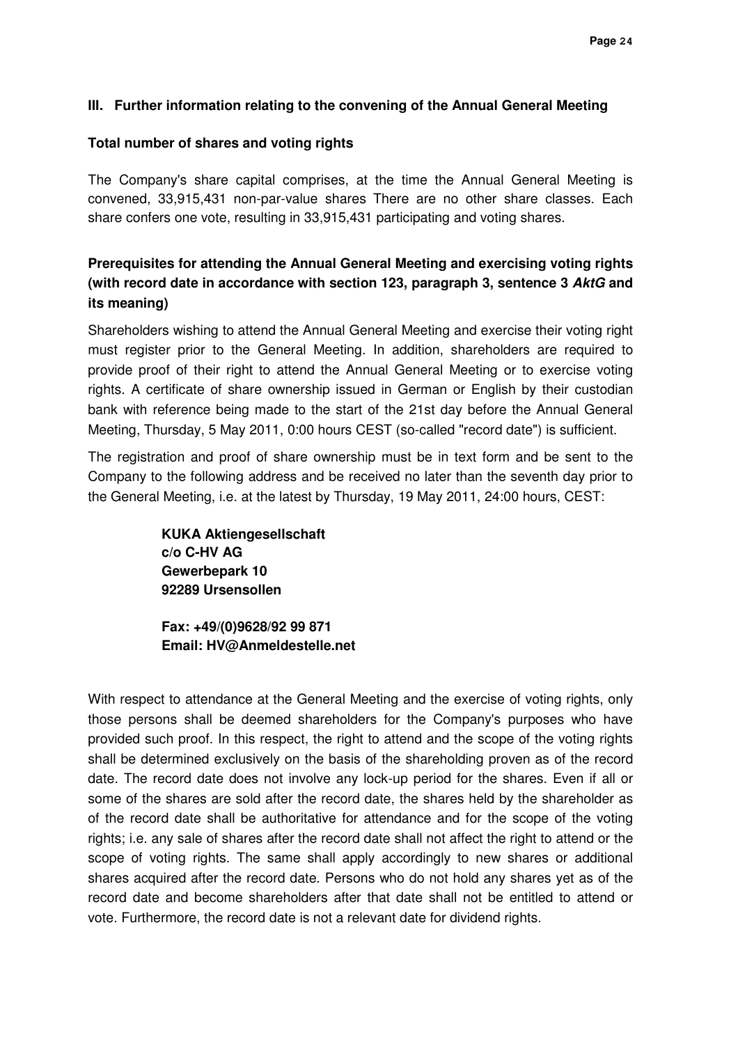### III. Further information relating to the convening of the Annual General Meeting

#### Total number of shares and voting rights

The Company's share capital comprises, at the time the Annual General Meeting is convened, 33,915,431 non-par-value shares There are no other share classes. Each share confers one vote, resulting in 33,915,431 participating and voting shares.

#### Prerequisites for attending the Annual General Meeting and exercising voting rights (with record date in accordance with section 123, paragraph 3, sentence 3 *AktG* and its meaning)

Shareholders wishing to attend the Annual General Meeting and exercise their voting right must register prior to the General Meeting. In addition, shareholders are required to provide proof of their right to attend the Annual General Meeting or to exercise voting rights. A certificate of share ownership issued in German or English by their custodian bank with reference being made to the start of the 21st day before the Annual General Meeting, Thursday, 5 May 2011, 0:00 hours CEST (so-called "record date") is sufficient.

The registration and proof of share ownership must be in text form and be sent to the Company to the following address and be received no later than the seventh day prior to the General Meeting, i.e. at the latest by Thursday, 19 May 2011, 24:00 hours, CEST:

**KUKA Aktiengesellschaft**
**c/o C-HV AG**
**Gewerbepark 10**
**92289 Ursensollen**

**Fax: +49/(0)9628/92 99 871**
**Email: HV@Anmeldestelle.net**

With respect to attendance at the General Meeting and the exercise of voting rights, only those persons shall be deemed shareholders for the Company's purposes who have provided such proof. In this respect, the right to attend and the scope of the voting rights shall be determined exclusively on the basis of the shareholding proven as of the record date. The record date does not involve any lock-up period for the shares. Even if all or some of the shares are sold after the record date, the shares held by the shareholder as of the record date shall be authoritative for attendance and for the scope of the voting rights; i.e. any sale of shares after the record date shall not affect the right to attend or the scope of voting rights. The same shall apply accordingly to new shares or additional shares acquired after the record date. Persons who do not hold any shares yet as of the record date and become shareholders after that date shall not be entitled to attend or vote. Furthermore, the record date is not a relevant date for dividend rights.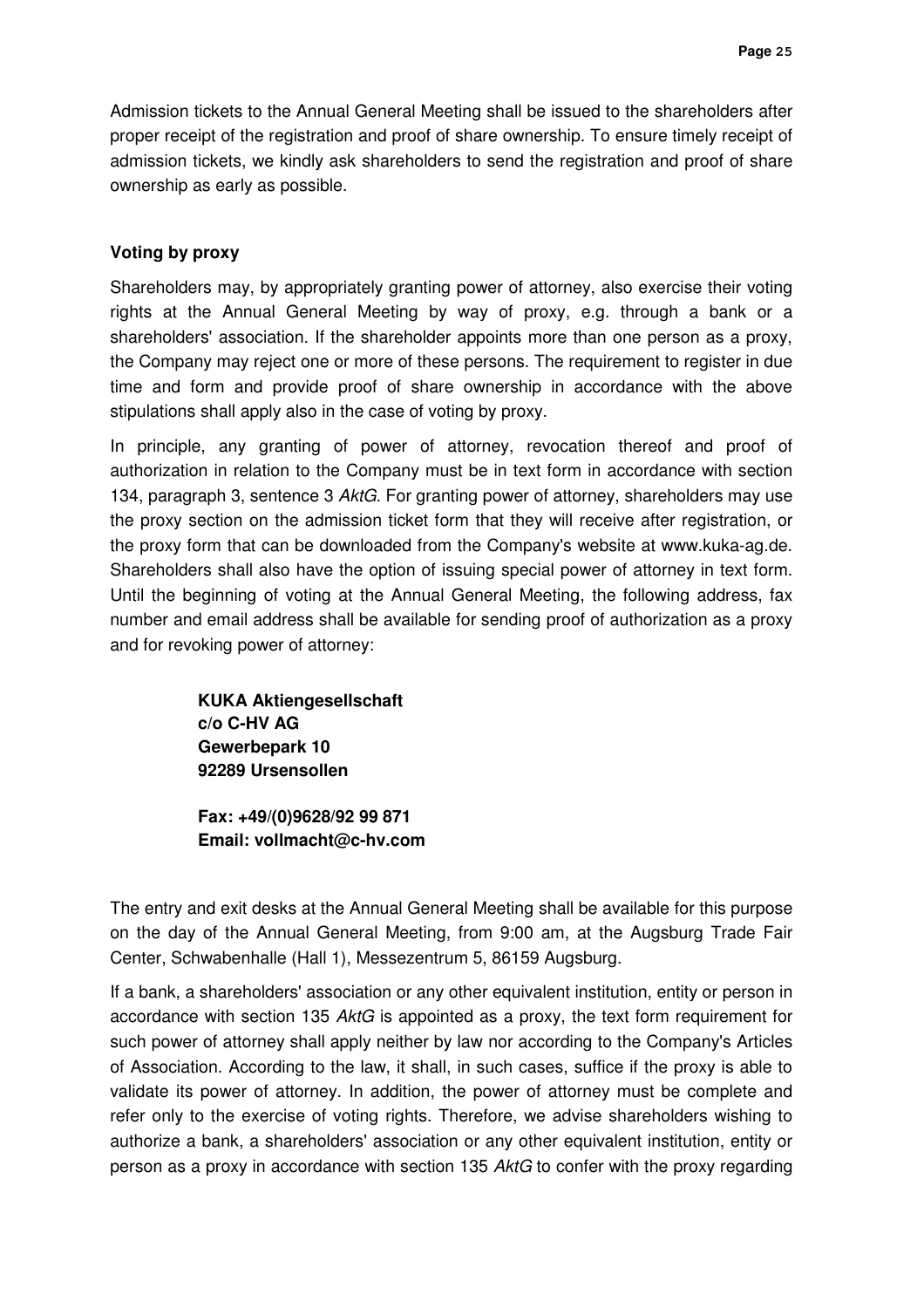Admission tickets to the Annual General Meeting shall be issued to the shareholders after proper receipt of the registration and proof of share ownership. To ensure timely receipt of admission tickets, we kindly ask shareholders to send the registration and proof of share ownership as early as possible.

**Voting by proxy**

Shareholders may, by appropriately granting power of attorney, also exercise their voting rights at the Annual General Meeting by way of proxy, e.g. through a bank or a shareholders' association. If the shareholder appoints more than one person as a proxy, the Company may reject one or more of these persons. The requirement to register in due time and form and provide proof of share ownership in accordance with the above stipulations shall apply also in the case of voting by proxy.

In principle, any granting of power of attorney, revocation thereof and proof of authorization in relation to the Company must be in text form in accordance with section 134, paragraph 3, sentence 3 *AktG*. For granting power of attorney, shareholders may use the proxy section on the admission ticket form that they will receive after registration, or the proxy form that can be downloaded from the Company's website at www.kuka-ag.de. Shareholders shall also have the option of issuing special power of attorney in text form. Until the beginning of voting at the Annual General Meeting, the following address, fax number and email address shall be available for sending proof of authorization as a proxy and for revoking power of attorney:

**KUKA Aktiengesellschaft**
**c/o C-HV AG**
**Gewerbepark 10**
**92289 Ursensollen**

**Fax: +49/(0)9628/92 99 871**
**Email: vollmacht@c-hv.com**

The entry and exit desks at the Annual General Meeting shall be available for this purpose on the day of the Annual General Meeting, from 9:00 am, at the Augsburg Trade Fair Center, Schwabenhalle (Hall 1), Messezentrum 5, 86159 Augsburg.

If a bank, a shareholders' association or any other equivalent institution, entity or person in accordance with section 135 *AktG* is appointed as a proxy, the text form requirement for such power of attorney shall apply neither by law nor according to the Company's Articles of Association. According to the law, it shall, in such cases, suffice if the proxy is able to validate its power of attorney. In addition, the power of attorney must be complete and refer only to the exercise of voting rights. Therefore, we advise shareholders wishing to authorize a bank, a shareholders' association or any other equivalent institution, entity or person as a proxy in accordance with section 135 *AktG* to confer with the proxy regarding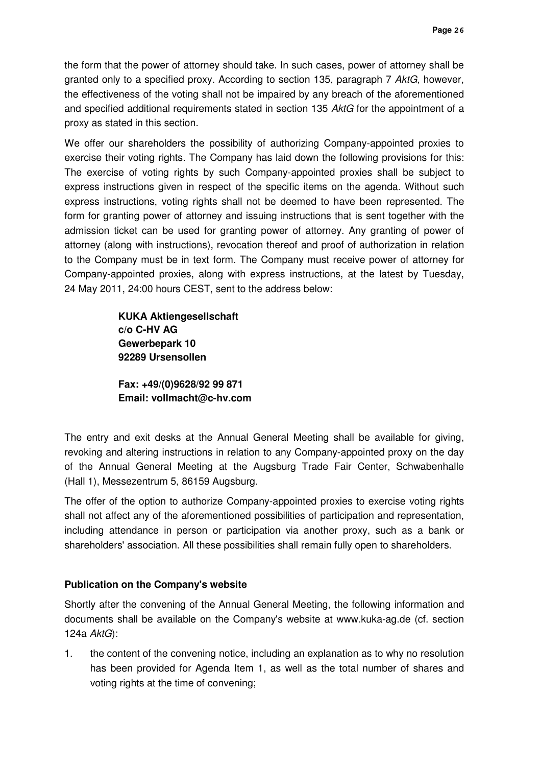the form that the power of attorney should take. In such cases, power of attorney shall be granted only to a specified proxy. According to section 135, paragraph 7 *AktG*, however, the effectiveness of the voting shall not be impaired by any breach of the aforementioned and specified additional requirements stated in section 135 *AktG* for the appointment of a proxy as stated in this section.

We offer our shareholders the possibility of authorizing Company-appointed proxies to exercise their voting rights. The Company has laid down the following provisions for this: The exercise of voting rights by such Company-appointed proxies shall be subject to express instructions given in respect of the specific items on the agenda. Without such express instructions, voting rights shall not be deemed to have been represented. The form for granting power of attorney and issuing instructions that is sent together with the admission ticket can be used for granting power of attorney. Any granting of power of attorney (along with instructions), revocation thereof and proof of authorization in relation to the Company must be in text form. The Company must receive power of attorney for Company-appointed proxies, along with express instructions, at the latest by Tuesday, 24 May 2011, 24:00 hours CEST, sent to the address below:

> **KUKA Aktiengesellschaft**
> **c/o C-HV AG**
> **Gewerbepark 10**
> **92289 Ursensollen**
>
> **Fax: +49/(0)9628/92 99 871**
> **Email: vollmacht@c-hv.com**

The entry and exit desks at the Annual General Meeting shall be available for giving, revoking and altering instructions in relation to any Company-appointed proxy on the day of the Annual General Meeting at the Augsburg Trade Fair Center, Schwabenhalle (Hall 1), Messezentrum 5, 86159 Augsburg.

The offer of the option to authorize Company-appointed proxies to exercise voting rights shall not affect any of the aforementioned possibilities of participation and representation, including attendance in person or participation via another proxy, such as a bank or shareholders' association. All these possibilities shall remain fully open to shareholders.

**Publication on the Company's website**

Shortly after the convening of the Annual General Meeting, the following information and documents shall be available on the Company's website at www.kuka-ag.de (cf. section 124a *AktG*):

1. the content of the convening notice, including an explanation as to why no resolution has been provided for Agenda Item 1, as well as the total number of shares and voting rights at the time of convening;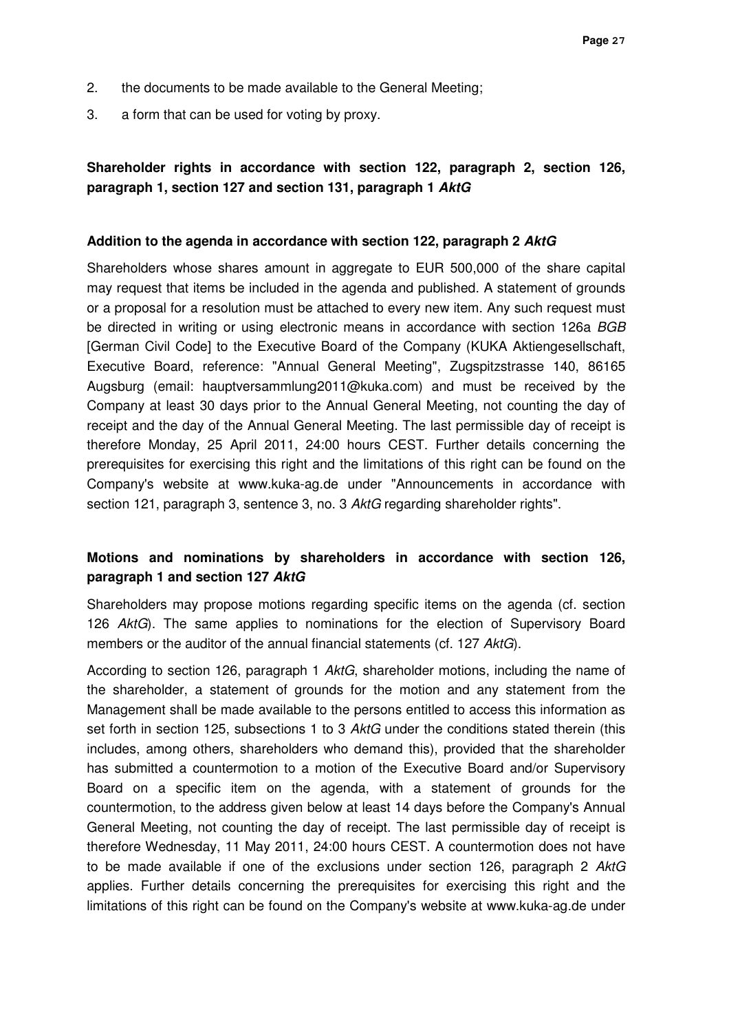2. the documents to be made available to the General Meeting;
3. a form that can be used for voting by proxy.

## Shareholder rights in accordance with section 122, paragraph 2, section 126, paragraph 1, section 127 and section 131, paragraph 1 *AktG*

### Addition to the agenda in accordance with section 122, paragraph 2 *AktG*

Shareholders whose shares amount in aggregate to EUR 500,000 of the share capital may request that items be included in the agenda and published. A statement of grounds or a proposal for a resolution must be attached to every new item. Any such request must be directed in writing or using electronic means in accordance with section 126a *BGB* [German Civil Code] to the Executive Board of the Company (KUKA Aktiengesellschaft, Executive Board, reference: "Annual General Meeting", Zugspitzstrasse 140, 86165 Augsburg (email: hauptversammlung2011@kuka.com) and must be received by the Company at least 30 days prior to the Annual General Meeting, not counting the day of receipt and the day of the Annual General Meeting. The last permissible day of receipt is therefore Monday, 25 April 2011, 24:00 hours CEST. Further details concerning the prerequisites for exercising this right and the limitations of this right can be found on the Company's website at www.kuka-ag.de under "Announcements in accordance with section 121, paragraph 3, sentence 3, no. 3 *AktG* regarding shareholder rights".

### Motions and nominations by shareholders in accordance with section 126, paragraph 1 and section 127 *AktG*

Shareholders may propose motions regarding specific items on the agenda (cf. section 126 *AktG*). The same applies to nominations for the election of Supervisory Board members or the auditor of the annual financial statements (cf. 127 *AktG*).

According to section 126, paragraph 1 *AktG*, shareholder motions, including the name of the shareholder, a statement of grounds for the motion and any statement from the Management shall be made available to the persons entitled to access this information as set forth in section 125, subsections 1 to 3 *AktG* under the conditions stated therein (this includes, among others, shareholders who demand this), provided that the shareholder has submitted a countermotion to a motion of the Executive Board and/or Supervisory Board on a specific item on the agenda, with a statement of grounds for the countermotion, to the address given below at least 14 days before the Company's Annual General Meeting, not counting the day of receipt. The last permissible day of receipt is therefore Wednesday, 11 May 2011, 24:00 hours CEST. A countermotion does not have to be made available if one of the exclusions under section 126, paragraph 2 *AktG* applies. Further details concerning the prerequisites for exercising this right and the limitations of this right can be found on the Company's website at www.kuka-ag.de under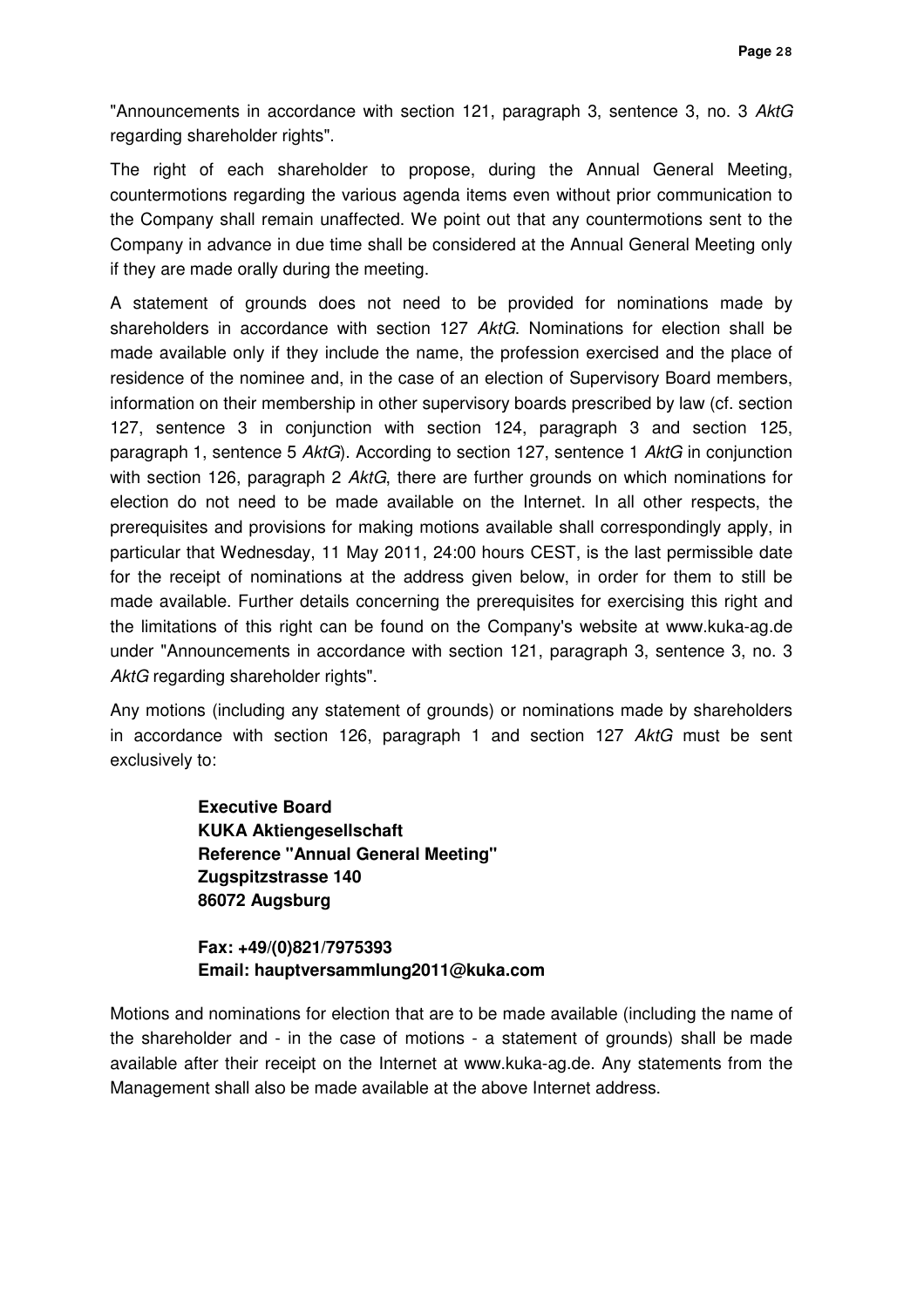"Announcements in accordance with section 121, paragraph 3, sentence 3, no. 3 *AktG* regarding shareholder rights".

The right of each shareholder to propose, during the Annual General Meeting, countermotions regarding the various agenda items even without prior communication to the Company shall remain unaffected. We point out that any countermotions sent to the Company in advance in due time shall be considered at the Annual General Meeting only if they are made orally during the meeting.

A statement of grounds does not need to be provided for nominations made by shareholders in accordance with section 127 *AktG*. Nominations for election shall be made available only if they include the name, the profession exercised and the place of residence of the nominee and, in the case of an election of Supervisory Board members, information on their membership in other supervisory boards prescribed by law (cf. section 127, sentence 3 in conjunction with section 124, paragraph 3 and section 125, paragraph 1, sentence 5 *AktG*). According to section 127, sentence 1 *AktG* in conjunction with section 126, paragraph 2 *AktG*, there are further grounds on which nominations for election do not need to be made available on the Internet. In all other respects, the prerequisites and provisions for making motions available shall correspondingly apply, in particular that Wednesday, 11 May 2011, 24:00 hours CEST, is the last permissible date for the receipt of nominations at the address given below, in order for them to still be made available. Further details concerning the prerequisites for exercising this right and the limitations of this right can be found on the Company's website at www.kuka-ag.de under "Announcements in accordance with section 121, paragraph 3, sentence 3, no. 3 *AktG* regarding shareholder rights".

Any motions (including any statement of grounds) or nominations made by shareholders in accordance with section 126, paragraph 1 and section 127 *AktG* must be sent exclusively to:

**Executive Board**
**KUKA Aktiengesellschaft**
**Reference "Annual General Meeting"**
**Zugspitzstrasse 140**
**86072 Augsburg**

**Fax: +49/(0)821/7975393**
**Email: hauptversammlung2011@kuka.com**

Motions and nominations for election that are to be made available (including the name of the shareholder and - in the case of motions - a statement of grounds) shall be made available after their receipt on the Internet at www.kuka-ag.de. Any statements from the Management shall also be made available at the above Internet address.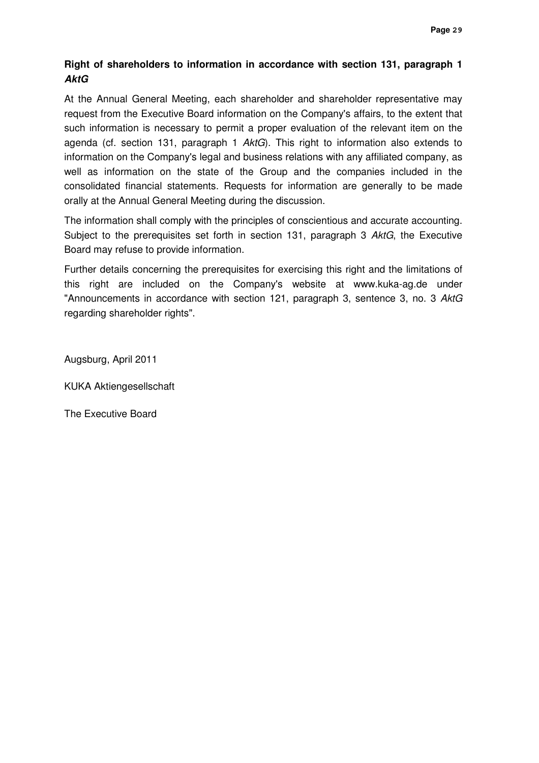**Right of shareholders to information in accordance with section 131, paragraph 1 *AktG***

At the Annual General Meeting, each shareholder and shareholder representative may request from the Executive Board information on the Company's affairs, to the extent that such information is necessary to permit a proper evaluation of the relevant item on the agenda (cf. section 131, paragraph 1 *AktG*). This right to information also extends to information on the Company's legal and business relations with any affiliated company, as well as information on the state of the Group and the companies included in the consolidated financial statements. Requests for information are generally to be made orally at the Annual General Meeting during the discussion.

The information shall comply with the principles of conscientious and accurate accounting. Subject to the prerequisites set forth in section 131, paragraph 3 *AktG*, the Executive Board may refuse to provide information.

Further details concerning the prerequisites for exercising this right and the limitations of this right are included on the Company's website at www.kuka-ag.de under "Announcements in accordance with section 121, paragraph 3, sentence 3, no. 3 *AktG* regarding shareholder rights".

Augsburg, April 2011

KUKA Aktiengesellschaft

The Executive Board